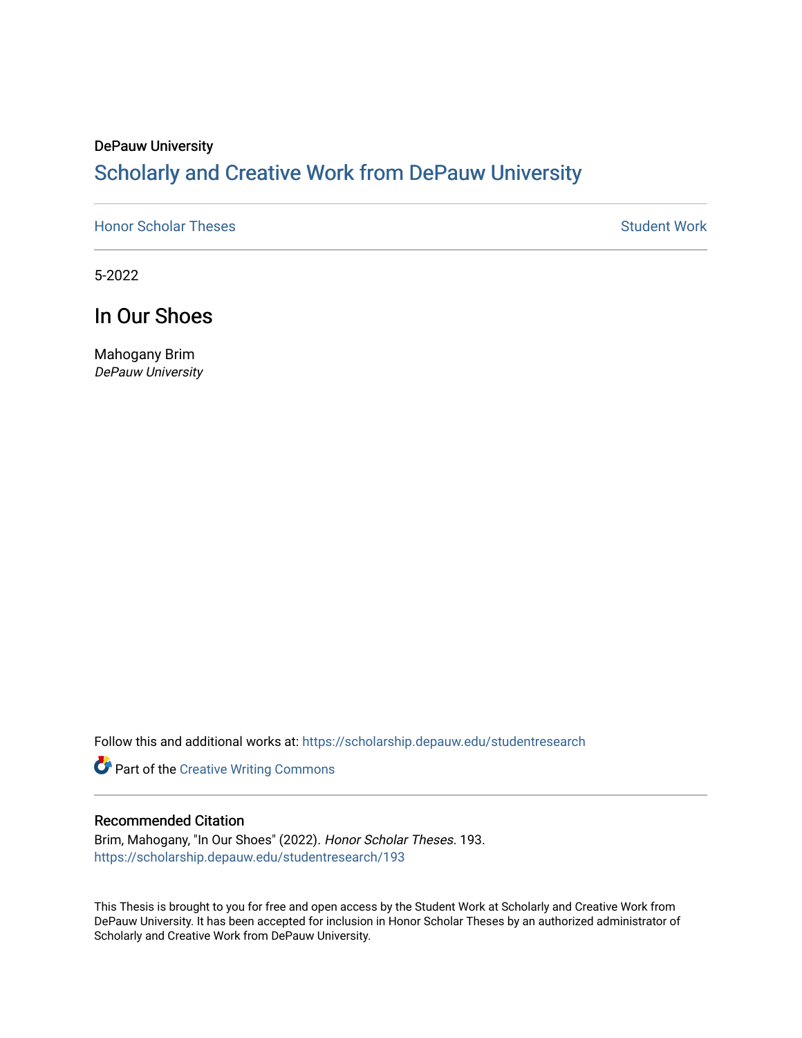DePauw University

## Scholarly and Creative Work from DePauw University

Honor Scholar Theses | Student Work

5-2022

# In Our Shoes

Mahogany Brim

*DePauw University*

Follow this and additional works at: https://scholarship.depauw.edu/studentresearch

Part of the Creative Writing Commons

### Recommended Citation

Brim, Mahogany, "In Our Shoes" (2022). *Honor Scholar Theses*. 193.
https://scholarship.depauw.edu/studentresearch/193

This Thesis is brought to you for free and open access by the Student Work at Scholarly and Creative Work from DePauw University. It has been accepted for inclusion in Honor Scholar Theses by an authorized administrator of Scholarly and Creative Work from DePauw University.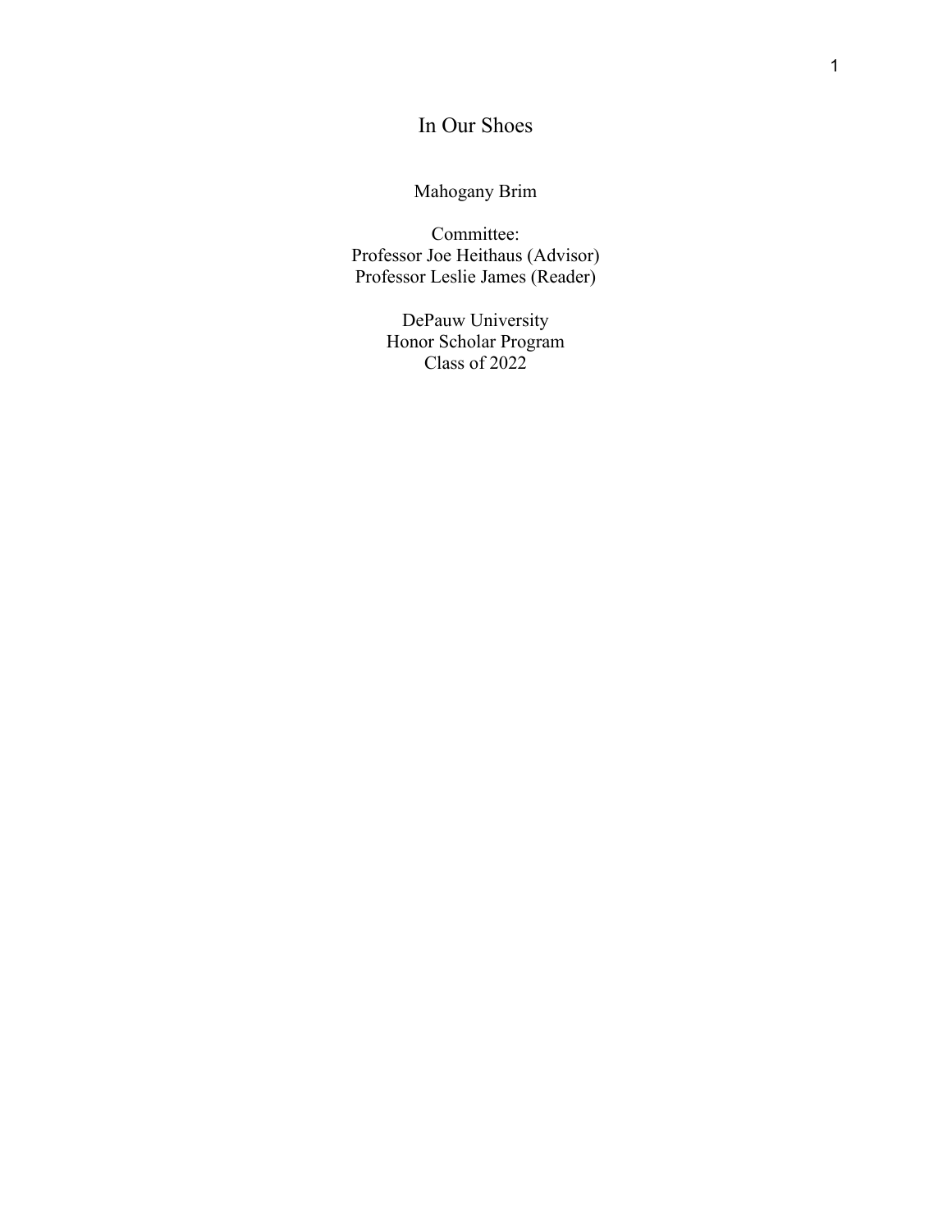# In Our Shoes

Mahogany Brim

Committee:
Professor Joe Heithaus (Advisor)
Professor Leslie James (Reader)

DePauw University
Honor Scholar Program
Class of 2022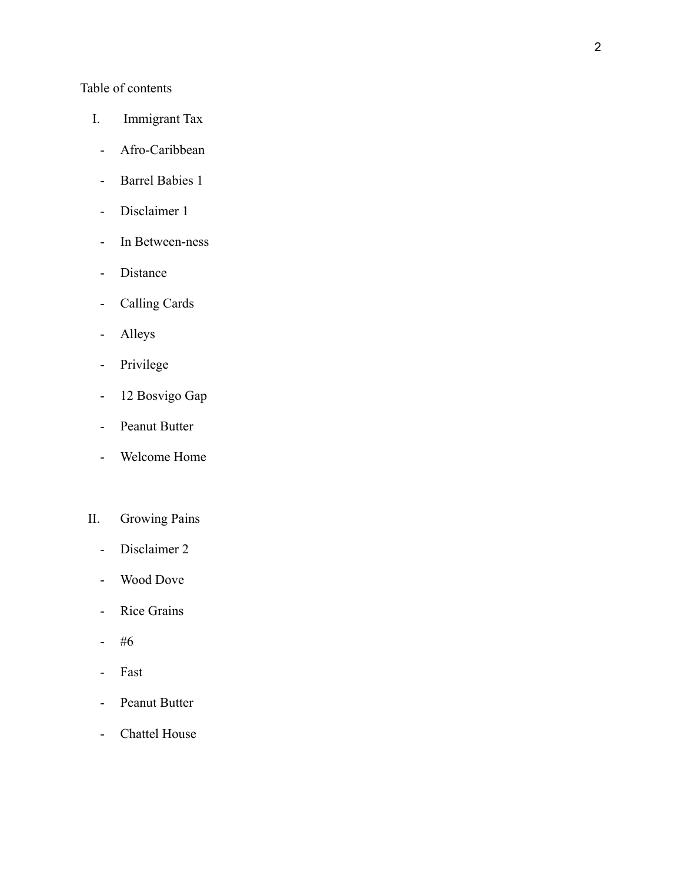Table of contents

I. Immigrant Tax

- Afro-Caribbean
- Barrel Babies 1
- Disclaimer 1
- In Between-ness
- Distance
- Calling Cards
- Alleys
- Privilege
- 12 Bosvigo Gap
- Peanut Butter
- Welcome Home

II. Growing Pains

- Disclaimer 2
- Wood Dove
- Rice Grains
- #6
- Fast
- Peanut Butter
- Chattel House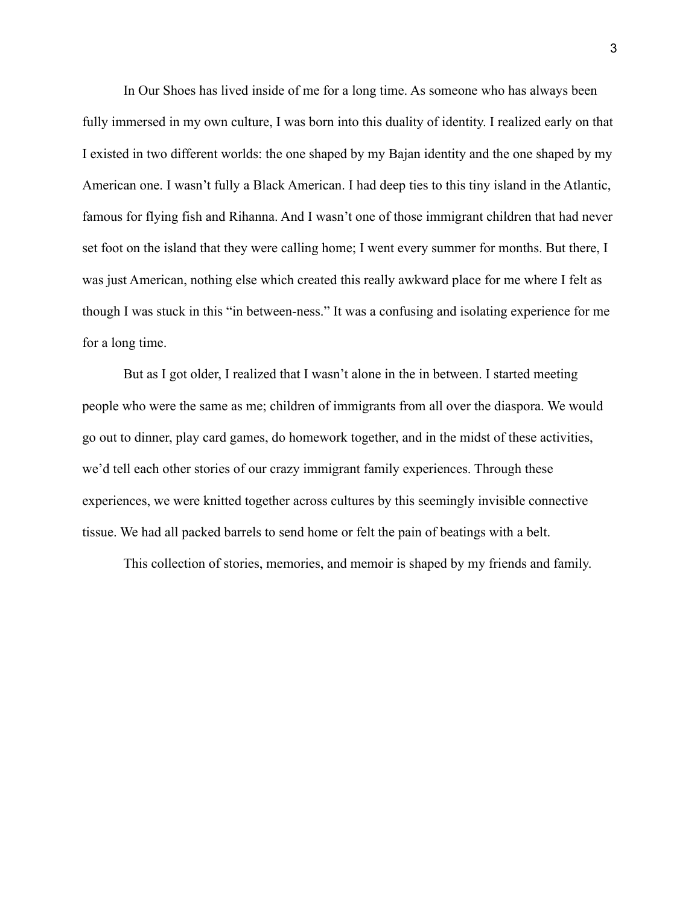In Our Shoes has lived inside of me for a long time. As someone who has always been fully immersed in my own culture, I was born into this duality of identity. I realized early on that I existed in two different worlds: the one shaped by my Bajan identity and the one shaped by my American one. I wasn't fully a Black American. I had deep ties to this tiny island in the Atlantic, famous for flying fish and Rihanna. And I wasn't one of those immigrant children that had never set foot on the island that they were calling home; I went every summer for months. But there, I was just American, nothing else which created this really awkward place for me where I felt as though I was stuck in this "in between-ness." It was a confusing and isolating experience for me for a long time.

But as I got older, I realized that I wasn't alone in the in between. I started meeting people who were the same as me; children of immigrants from all over the diaspora. We would go out to dinner, play card games, do homework together, and in the midst of these activities, we'd tell each other stories of our crazy immigrant family experiences. Through these experiences, we were knitted together across cultures by this seemingly invisible connective tissue. We had all packed barrels to send home or felt the pain of beatings with a belt.

This collection of stories, memories, and memoir is shaped by my friends and family.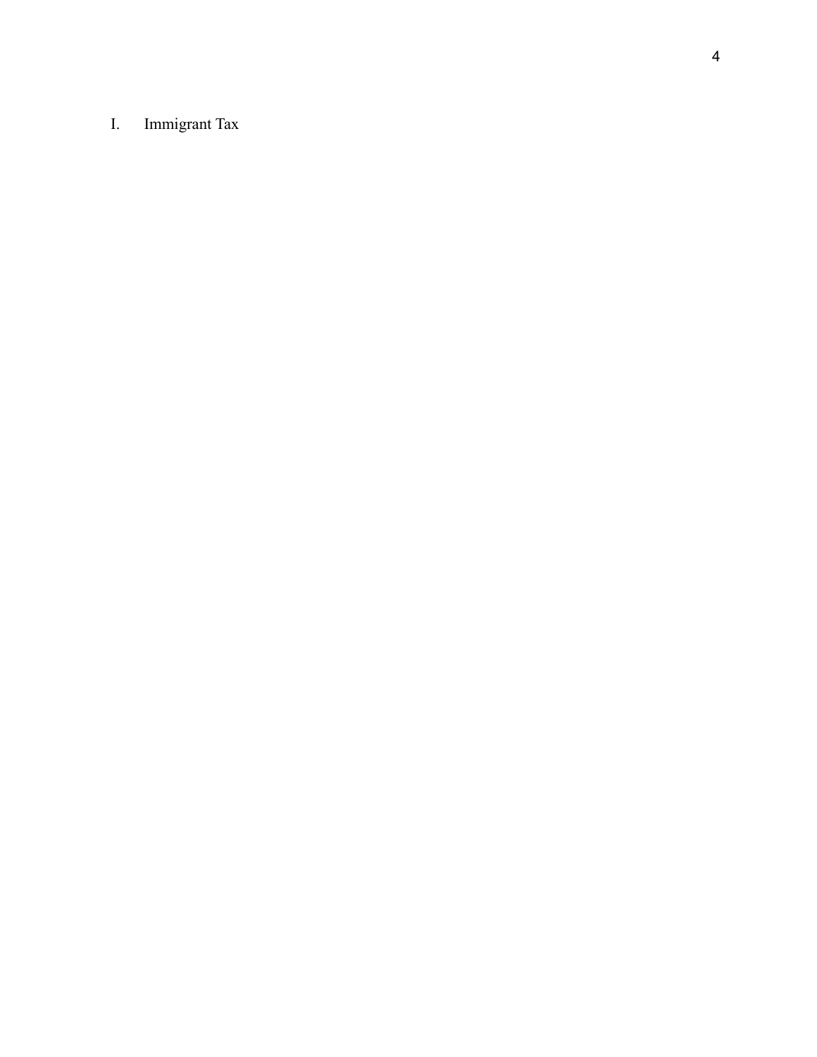# I. Immigrant Tax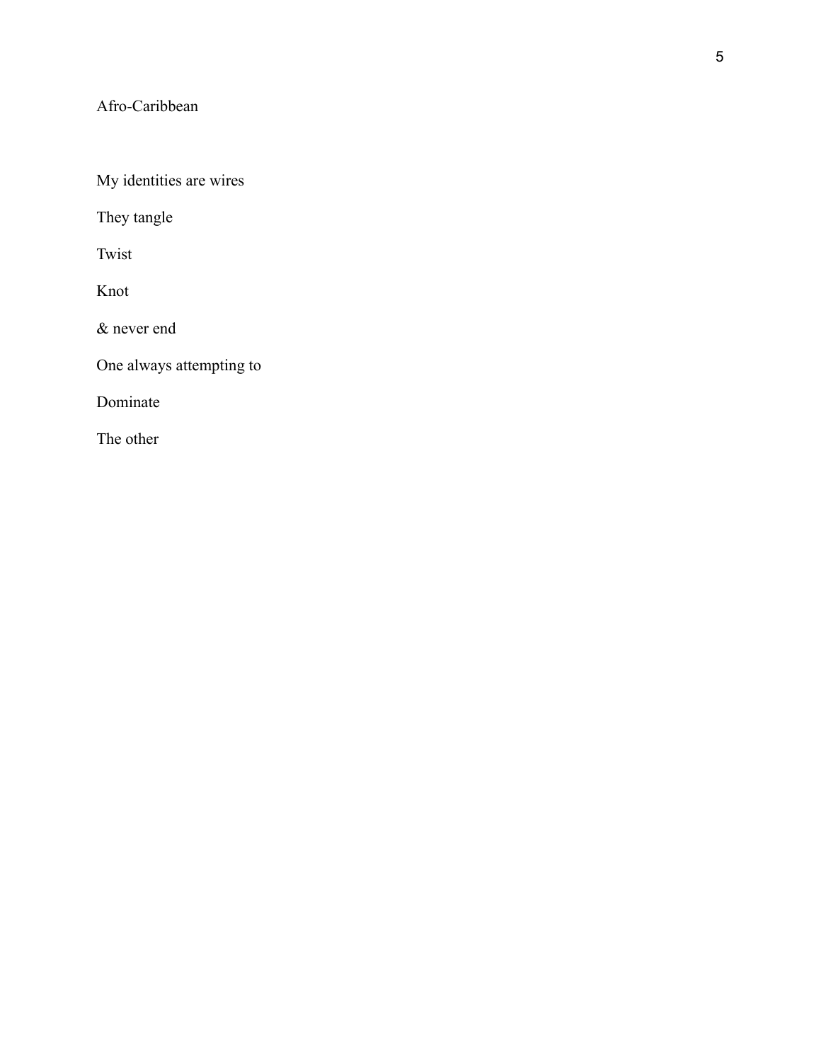Afro-Caribbean

My identities are wires

They tangle

Twist

Knot

& never end

One always attempting to

Dominate

The other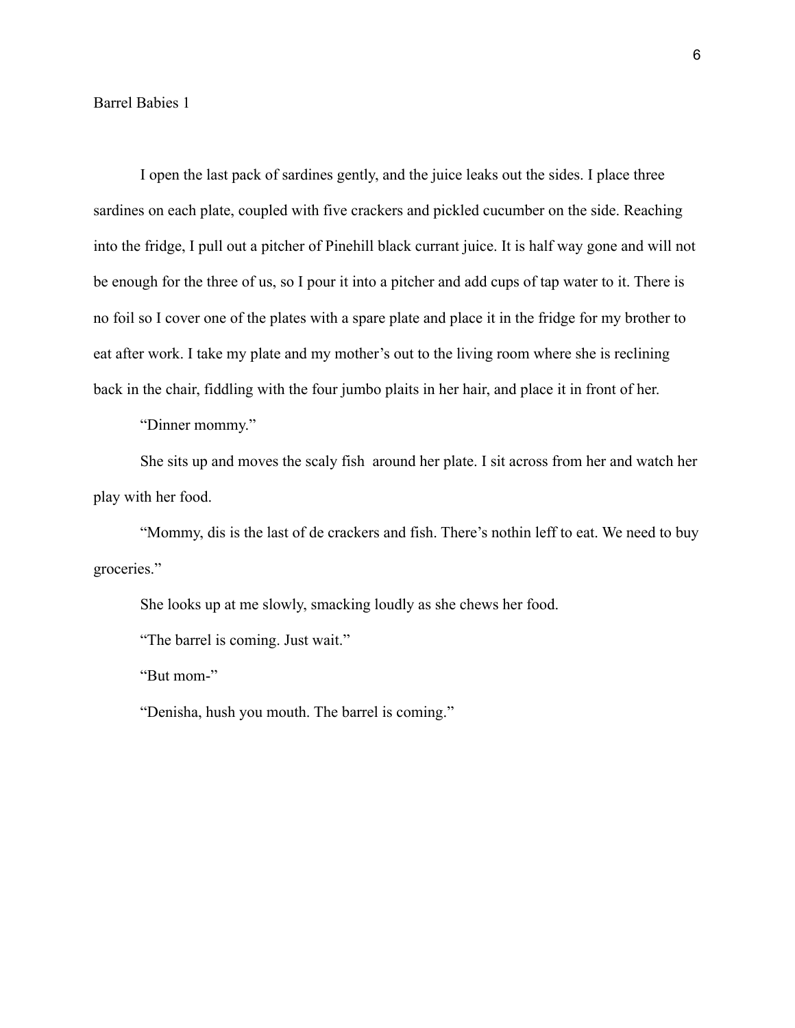Barrel Babies 1

I open the last pack of sardines gently, and the juice leaks out the sides. I place three sardines on each plate, coupled with five crackers and pickled cucumber on the side. Reaching into the fridge, I pull out a pitcher of Pinehill black currant juice. It is half way gone and will not be enough for the three of us, so I pour it into a pitcher and add cups of tap water to it. There is no foil so I cover one of the plates with a spare plate and place it in the fridge for my brother to eat after work. I take my plate and my mother's out to the living room where she is reclining back in the chair, fiddling with the four jumbo plaits in her hair, and place it in front of her.

"Dinner mommy."

She sits up and moves the scaly fish  around her plate. I sit across from her and watch her play with her food.

"Mommy, dis is the last of de crackers and fish. There's nothin leff to eat. We need to buy groceries."

She looks up at me slowly, smacking loudly as she chews her food.

"The barrel is coming. Just wait."

"But mom-"

"Denisha, hush you mouth. The barrel is coming."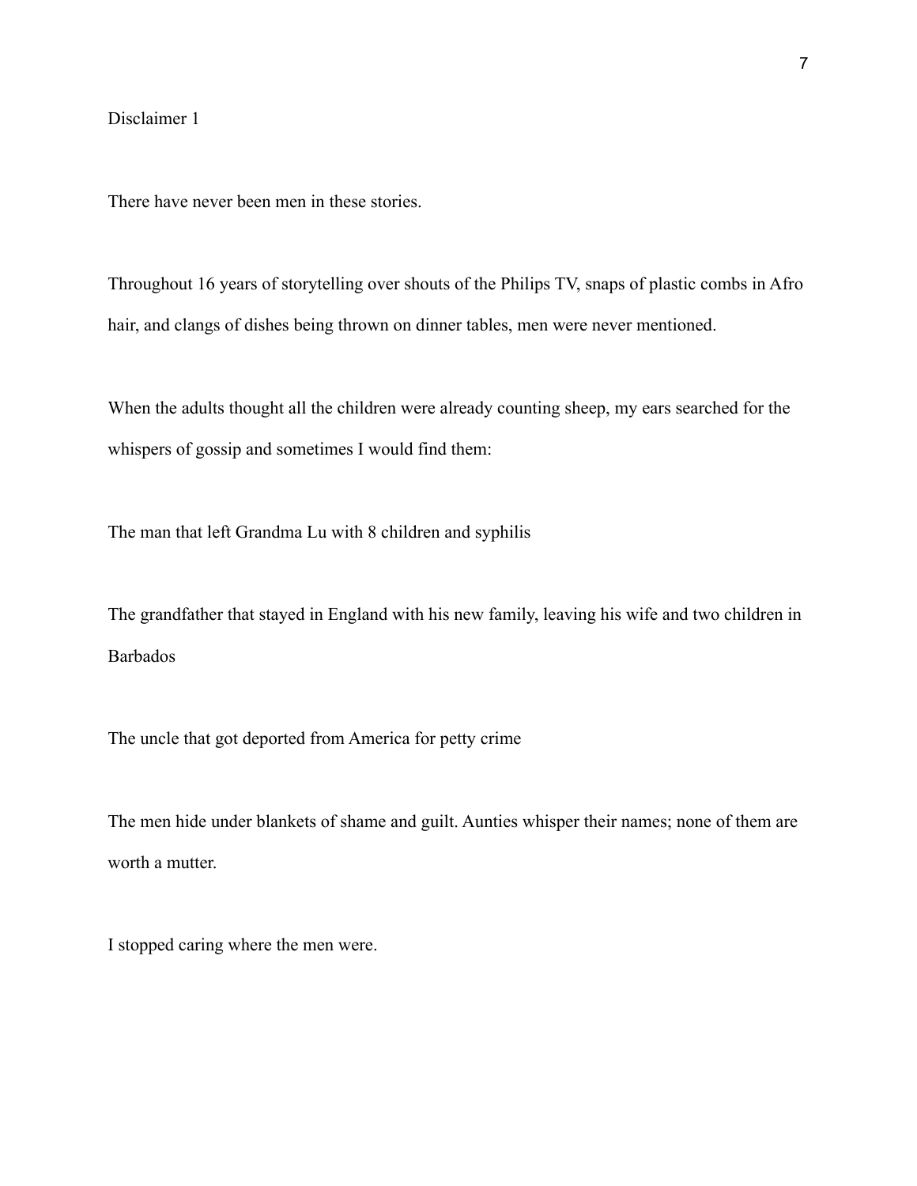Disclaimer 1

There have never been men in these stories.

Throughout 16 years of storytelling over shouts of the Philips TV, snaps of plastic combs in Afro hair, and clangs of dishes being thrown on dinner tables, men were never mentioned.

When the adults thought all the children were already counting sheep, my ears searched for the whispers of gossip and sometimes I would find them:

The man that left Grandma Lu with 8 children and syphilis

The grandfather that stayed in England with his new family, leaving his wife and two children in Barbados

The uncle that got deported from America for petty crime

The men hide under blankets of shame and guilt. Aunties whisper their names; none of them are worth a mutter.

I stopped caring where the men were.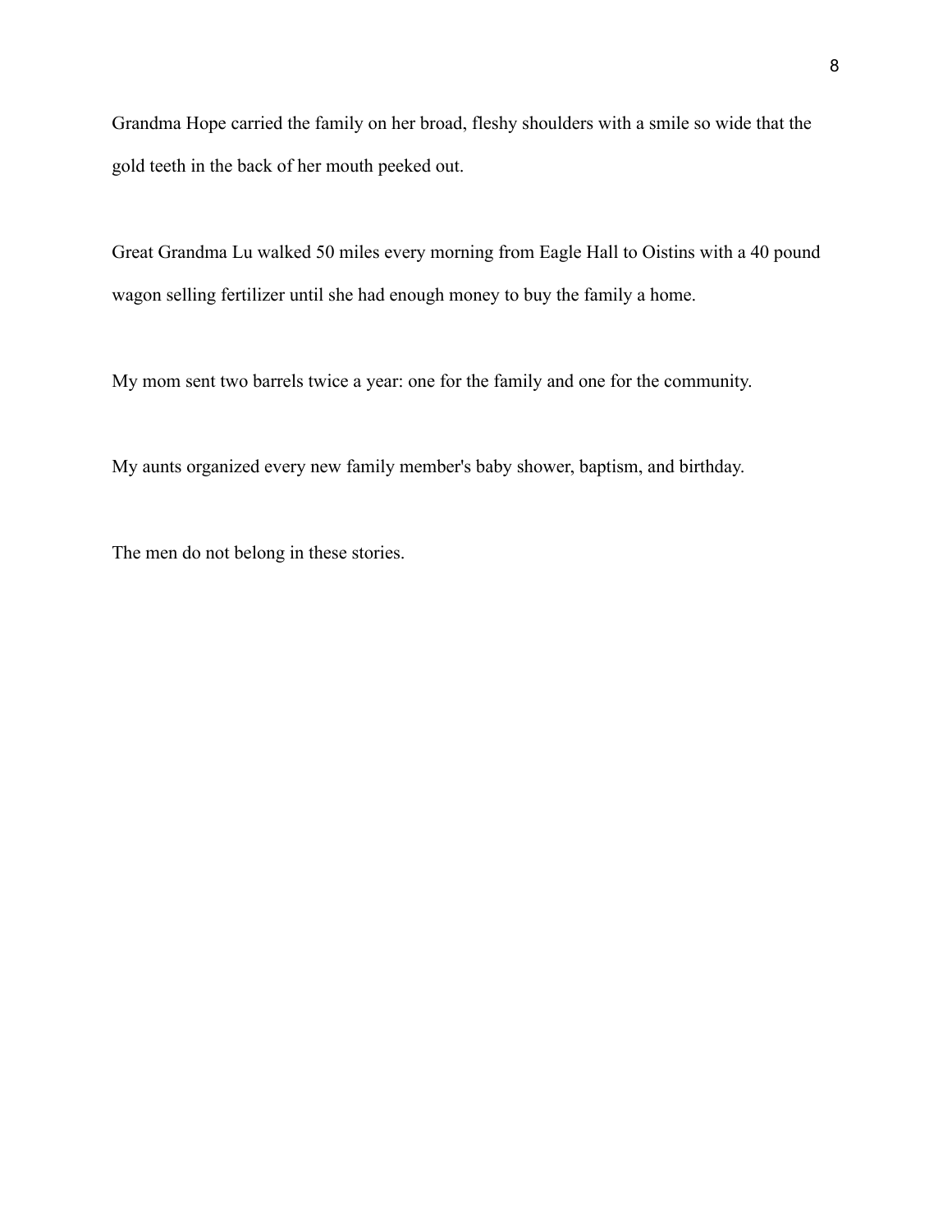Grandma Hope carried the family on her broad, fleshy shoulders with a smile so wide that the gold teeth in the back of her mouth peeked out.

Great Grandma Lu walked 50 miles every morning from Eagle Hall to Oistins with a 40 pound wagon selling fertilizer until she had enough money to buy the family a home.

My mom sent two barrels twice a year: one for the family and one for the community.

My aunts organized every new family member's baby shower, baptism, and birthday.

The men do not belong in these stories.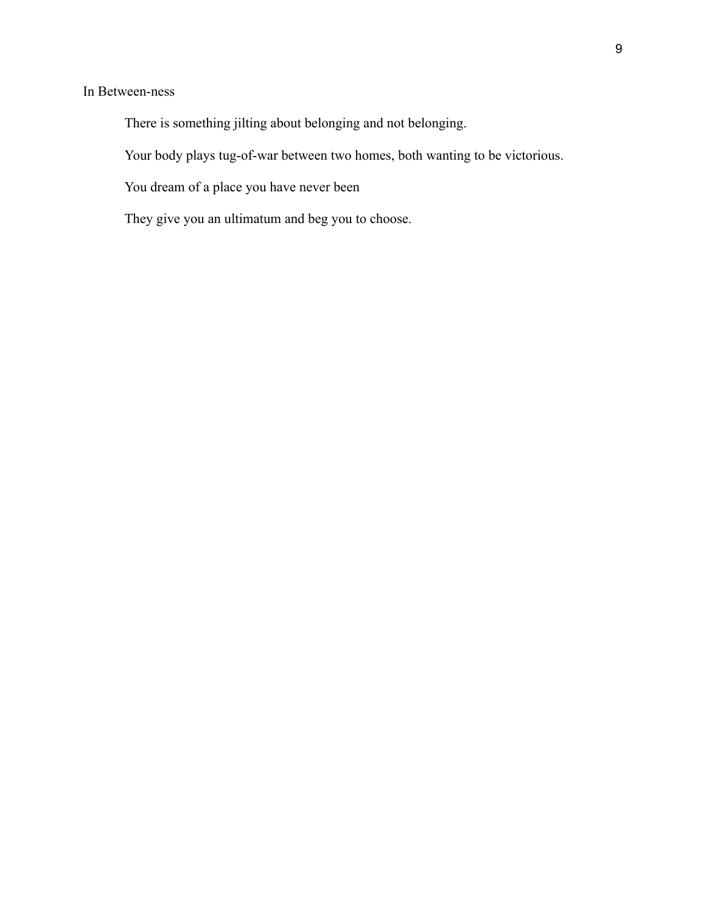In Between-ness

There is something jilting about belonging and not belonging.

Your body plays tug-of-war between two homes, both wanting to be victorious.

You dream of a place you have never been

They give you an ultimatum and beg you to choose.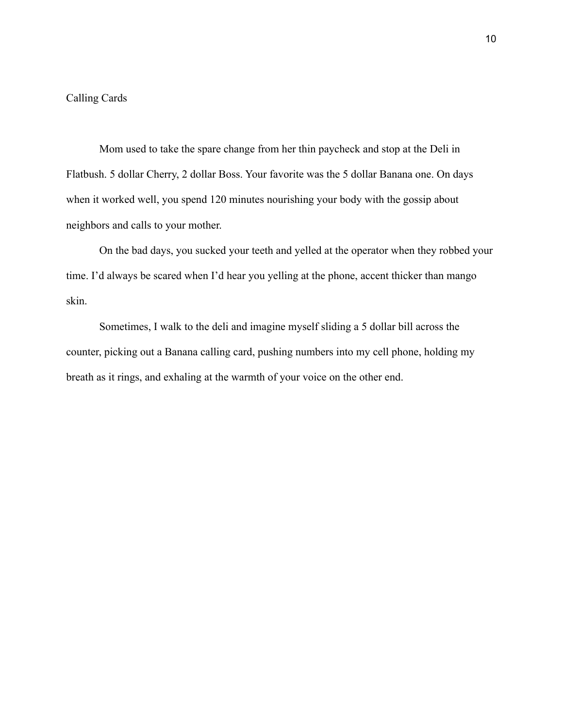# Calling Cards

Mom used to take the spare change from her thin paycheck and stop at the Deli in Flatbush. 5 dollar Cherry, 2 dollar Boss. Your favorite was the 5 dollar Banana one. On days when it worked well, you spend 120 minutes nourishing your body with the gossip about neighbors and calls to your mother.

On the bad days, you sucked your teeth and yelled at the operator when they robbed your time. I'd always be scared when I'd hear you yelling at the phone, accent thicker than mango skin.

Sometimes, I walk to the deli and imagine myself sliding a 5 dollar bill across the counter, picking out a Banana calling card, pushing numbers into my cell phone, holding my breath as it rings, and exhaling at the warmth of your voice on the other end.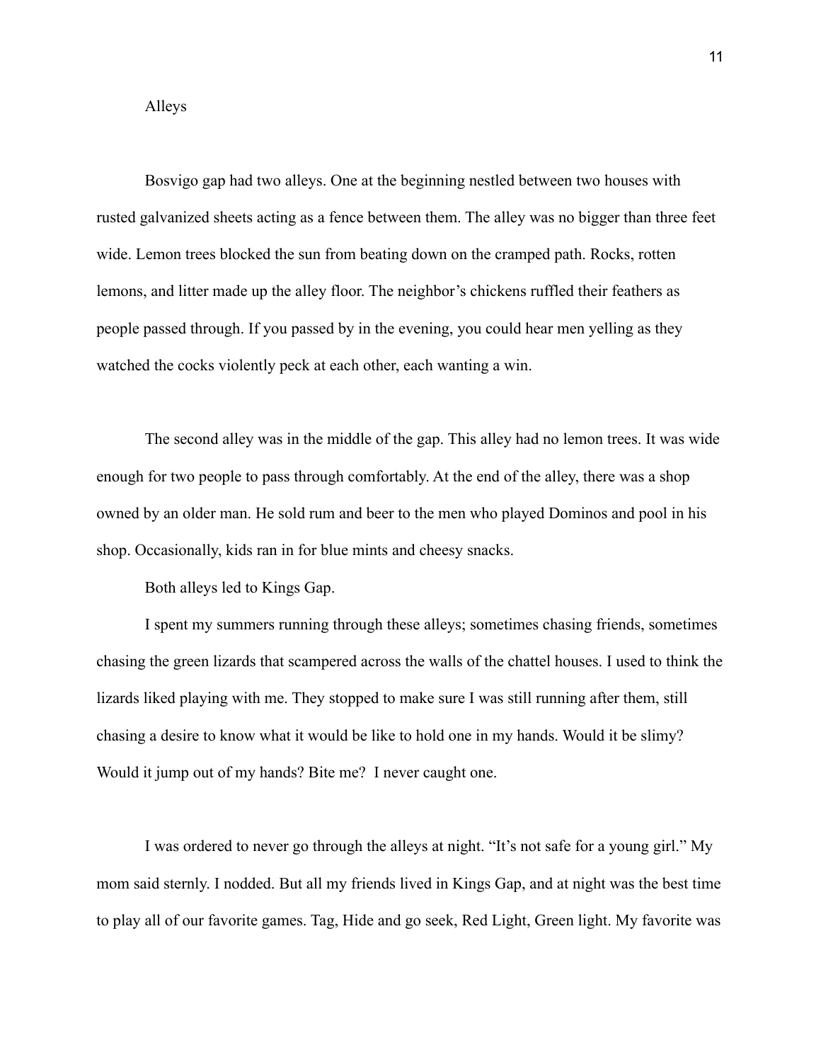## Alleys

Bosvigo gap had two alleys. One at the beginning nestled between two houses with rusted galvanized sheets acting as a fence between them. The alley was no bigger than three feet wide. Lemon trees blocked the sun from beating down on the cramped path. Rocks, rotten lemons, and litter made up the alley floor. The neighbor's chickens ruffled their feathers as people passed through. If you passed by in the evening, you could hear men yelling as they watched the cocks violently peck at each other, each wanting a win.

The second alley was in the middle of the gap. This alley had no lemon trees. It was wide enough for two people to pass through comfortably. At the end of the alley, there was a shop owned by an older man. He sold rum and beer to the men who played Dominos and pool in his shop. Occasionally, kids ran in for blue mints and cheesy snacks.

Both alleys led to Kings Gap.

I spent my summers running through these alleys; sometimes chasing friends, sometimes chasing the green lizards that scampered across the walls of the chattel houses. I used to think the lizards liked playing with me. They stopped to make sure I was still running after them, still chasing a desire to know what it would be like to hold one in my hands. Would it be slimy? Would it jump out of my hands? Bite me? I never caught one.

I was ordered to never go through the alleys at night. "It's not safe for a young girl." My mom said sternly. I nodded. But all my friends lived in Kings Gap, and at night was the best time to play all of our favorite games. Tag, Hide and go seek, Red Light, Green light. My favorite was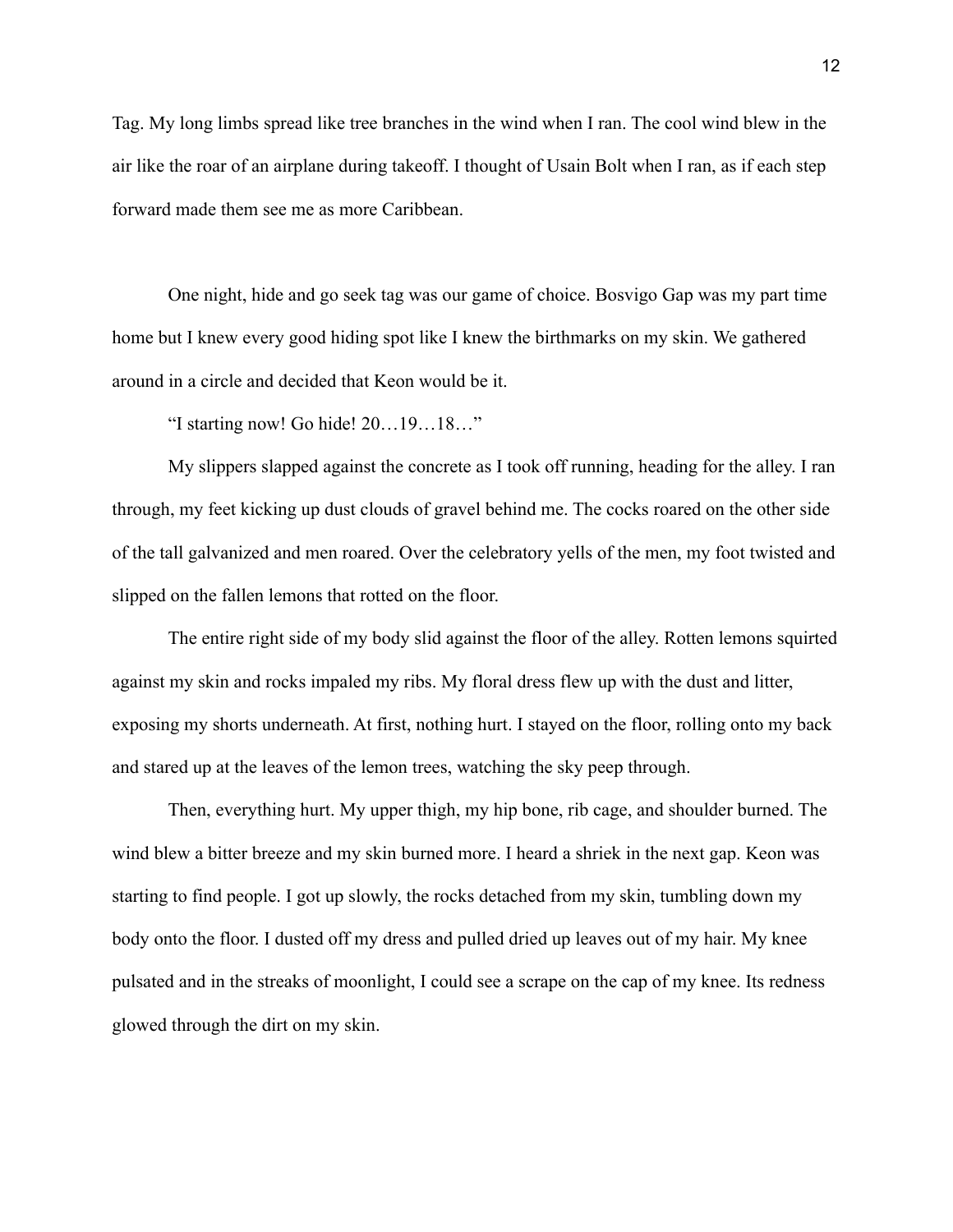Tag. My long limbs spread like tree branches in the wind when I ran. The cool wind blew in the air like the roar of an airplane during takeoff. I thought of Usain Bolt when I ran, as if each step forward made them see me as more Caribbean.

One night, hide and go seek tag was our game of choice. Bosvigo Gap was my part time home but I knew every good hiding spot like I knew the birthmarks on my skin. We gathered around in a circle and decided that Keon would be it.

"I starting now! Go hide! 20…19…18…"

My slippers slapped against the concrete as I took off running, heading for the alley. I ran through, my feet kicking up dust clouds of gravel behind me. The cocks roared on the other side of the tall galvanized and men roared. Over the celebratory yells of the men, my foot twisted and slipped on the fallen lemons that rotted on the floor.

The entire right side of my body slid against the floor of the alley. Rotten lemons squirted against my skin and rocks impaled my ribs. My floral dress flew up with the dust and litter, exposing my shorts underneath. At first, nothing hurt. I stayed on the floor, rolling onto my back and stared up at the leaves of the lemon trees, watching the sky peep through.

Then, everything hurt. My upper thigh, my hip bone, rib cage, and shoulder burned. The wind blew a bitter breeze and my skin burned more. I heard a shriek in the next gap. Keon was starting to find people. I got up slowly, the rocks detached from my skin, tumbling down my body onto the floor. I dusted off my dress and pulled dried up leaves out of my hair. My knee pulsated and in the streaks of moonlight, I could see a scrape on the cap of my knee. Its redness glowed through the dirt on my skin.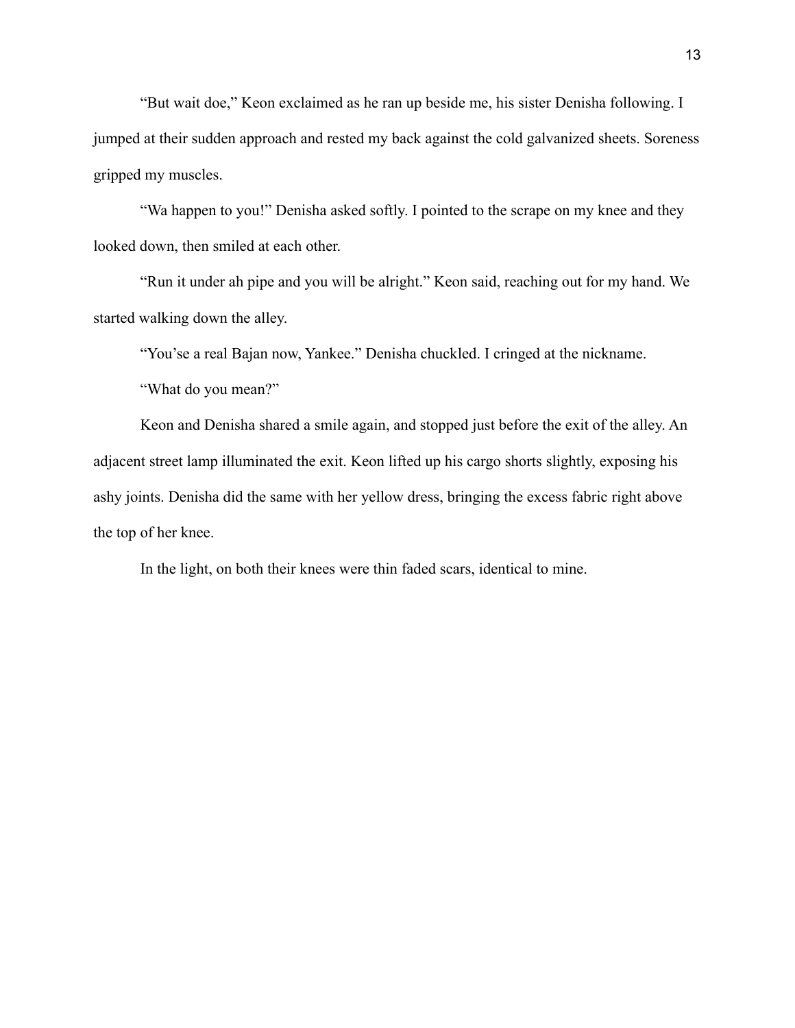"But wait doe," Keon exclaimed as he ran up beside me, his sister Denisha following. I jumped at their sudden approach and rested my back against the cold galvanized sheets. Soreness gripped my muscles.

"Wa happen to you!" Denisha asked softly. I pointed to the scrape on my knee and they looked down, then smiled at each other.

"Run it under ah pipe and you will be alright." Keon said, reaching out for my hand. We started walking down the alley.

"You'se a real Bajan now, Yankee." Denisha chuckled. I cringed at the nickname.

"What do you mean?"

Keon and Denisha shared a smile again, and stopped just before the exit of the alley. An adjacent street lamp illuminated the exit. Keon lifted up his cargo shorts slightly, exposing his ashy joints. Denisha did the same with her yellow dress, bringing the excess fabric right above the top of her knee.

In the light, on both their knees were thin faded scars, identical to mine.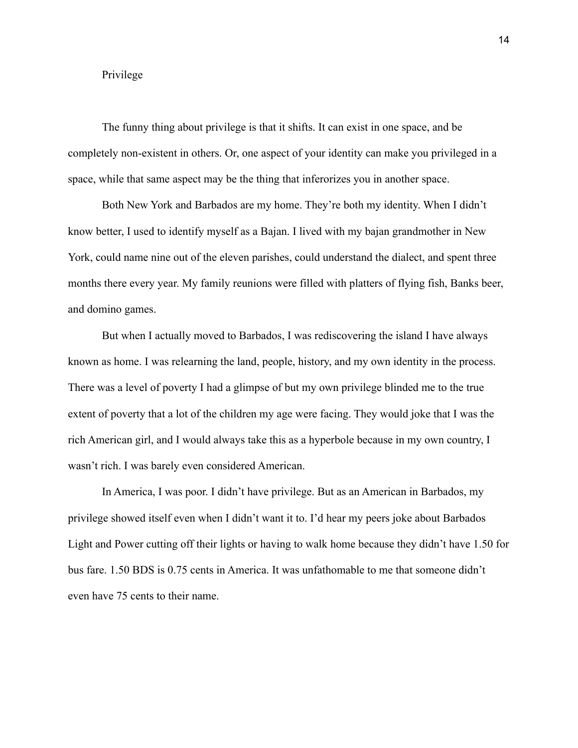## Privilege

The funny thing about privilege is that it shifts. It can exist in one space, and be completely non-existent in others. Or, one aspect of your identity can make you privileged in a space, while that same aspect may be the thing that inferorizes you in another space.

Both New York and Barbados are my home. They're both my identity. When I didn't know better, I used to identify myself as a Bajan. I lived with my bajan grandmother in New York, could name nine out of the eleven parishes, could understand the dialect, and spent three months there every year. My family reunions were filled with platters of flying fish, Banks beer, and domino games.

But when I actually moved to Barbados, I was rediscovering the island I have always known as home. I was relearning the land, people, history, and my own identity in the process. There was a level of poverty I had a glimpse of but my own privilege blinded me to the true extent of poverty that a lot of the children my age were facing. They would joke that I was the rich American girl, and I would always take this as a hyperbole because in my own country, I wasn't rich. I was barely even considered American.

In America, I was poor. I didn't have privilege. But as an American in Barbados, my privilege showed itself even when I didn't want it to. I'd hear my peers joke about Barbados Light and Power cutting off their lights or having to walk home because they didn't have 1.50 for bus fare. 1.50 BDS is 0.75 cents in America. It was unfathomable to me that someone didn't even have 75 cents to their name.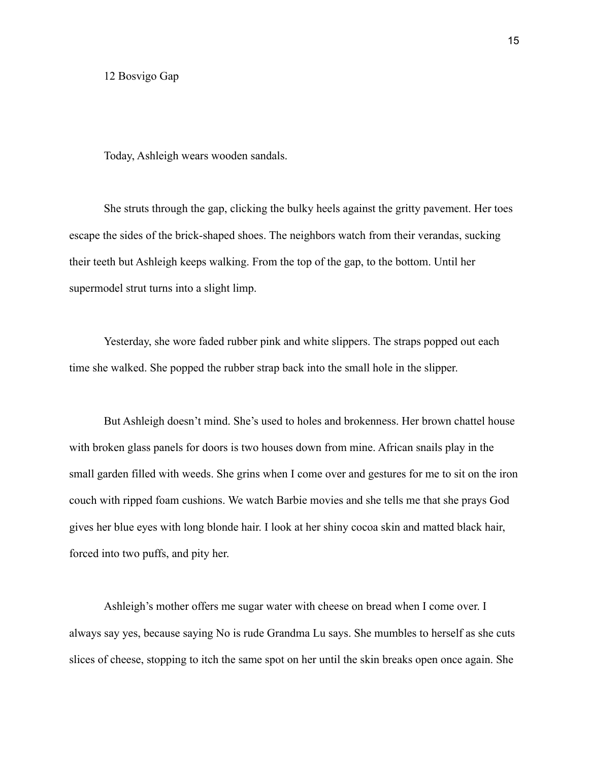## 12 Bosvigo Gap

Today, Ashleigh wears wooden sandals.

She struts through the gap, clicking the bulky heels against the gritty pavement. Her toes escape the sides of the brick-shaped shoes. The neighbors watch from their verandas, sucking their teeth but Ashleigh keeps walking. From the top of the gap, to the bottom. Until her supermodel strut turns into a slight limp.

Yesterday, she wore faded rubber pink and white slippers. The straps popped out each time she walked. She popped the rubber strap back into the small hole in the slipper.

But Ashleigh doesn't mind. She's used to holes and brokenness. Her brown chattel house with broken glass panels for doors is two houses down from mine. African snails play in the small garden filled with weeds. She grins when I come over and gestures for me to sit on the iron couch with ripped foam cushions. We watch Barbie movies and she tells me that she prays God gives her blue eyes with long blonde hair. I look at her shiny cocoa skin and matted black hair, forced into two puffs, and pity her.

Ashleigh's mother offers me sugar water with cheese on bread when I come over. I always say yes, because saying No is rude Grandma Lu says. She mumbles to herself as she cuts slices of cheese, stopping to itch the same spot on her until the skin breaks open once again. She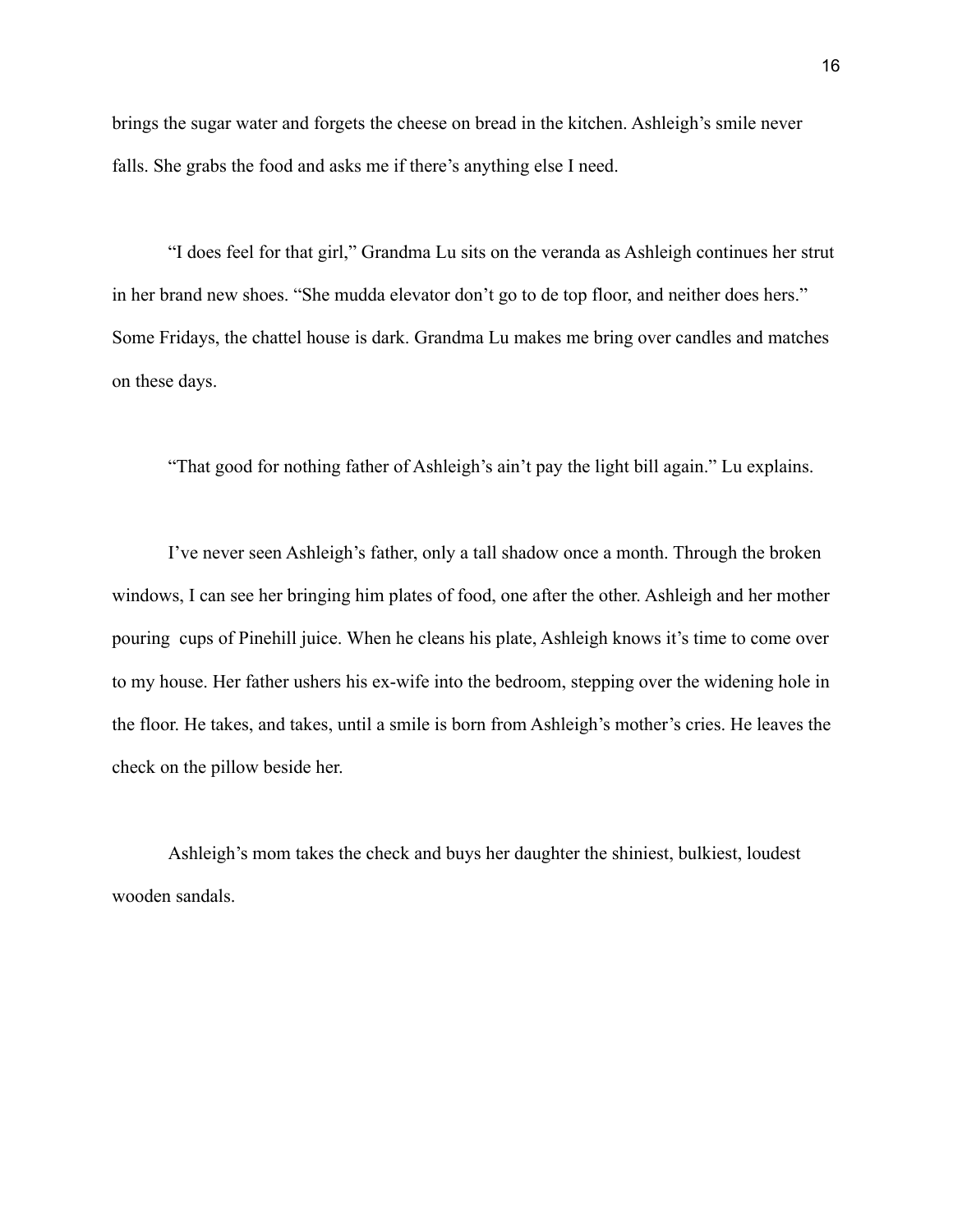brings the sugar water and forgets the cheese on bread in the kitchen. Ashleigh's smile never falls. She grabs the food and asks me if there's anything else I need.

"I does feel for that girl," Grandma Lu sits on the veranda as Ashleigh continues her strut in her brand new shoes. "She mudda elevator don't go to de top floor, and neither does hers." Some Fridays, the chattel house is dark. Grandma Lu makes me bring over candles and matches on these days.

"That good for nothing father of Ashleigh's ain't pay the light bill again." Lu explains.

I've never seen Ashleigh's father, only a tall shadow once a month. Through the broken windows, I can see her bringing him plates of food, one after the other. Ashleigh and her mother pouring  cups of Pinehill juice. When he cleans his plate, Ashleigh knows it's time to come over to my house. Her father ushers his ex-wife into the bedroom, stepping over the widening hole in the floor. He takes, and takes, until a smile is born from Ashleigh's mother's cries. He leaves the check on the pillow beside her.

Ashleigh's mom takes the check and buys her daughter the shiniest, bulkiest, loudest wooden sandals.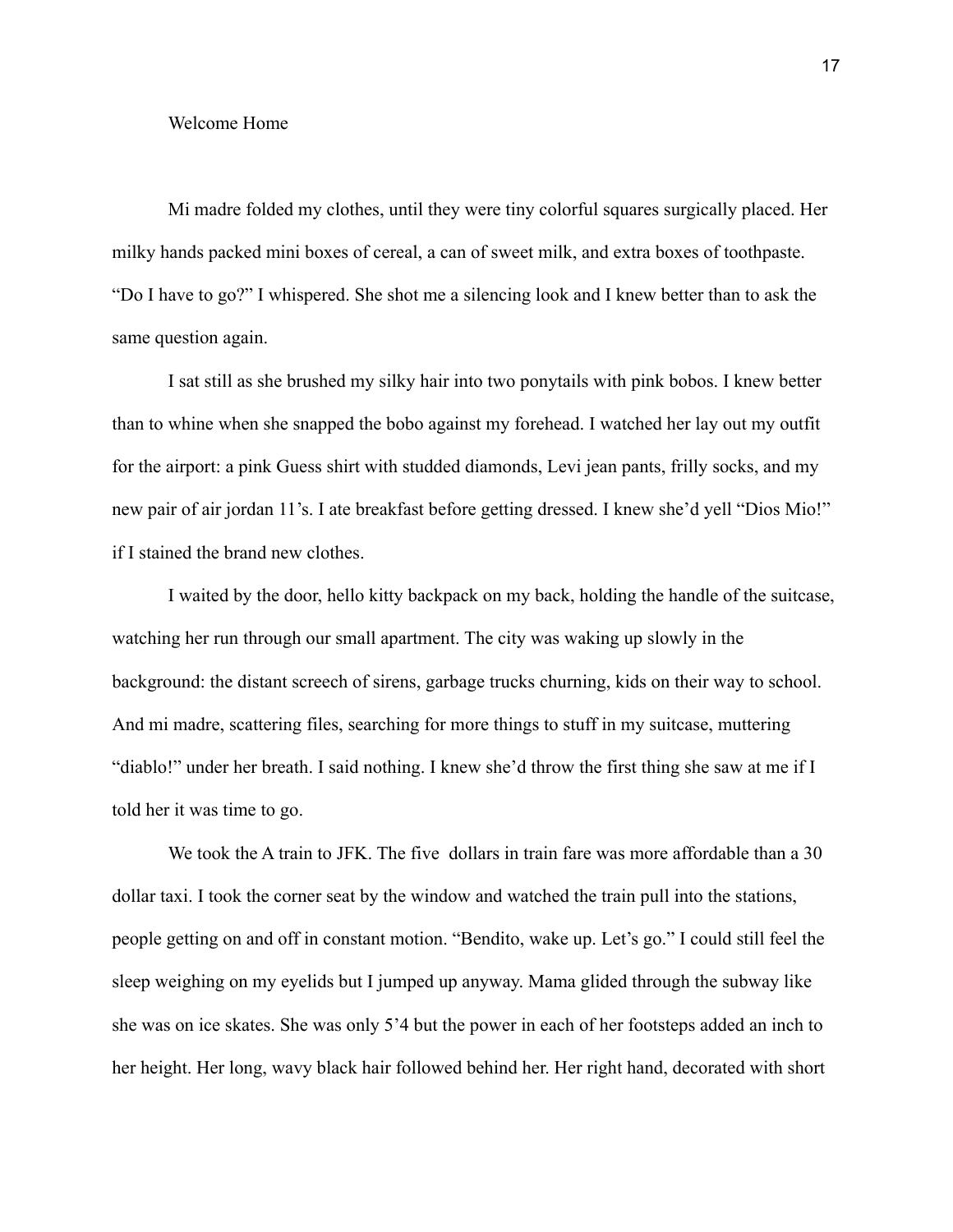## Welcome Home

Mi madre folded my clothes, until they were tiny colorful squares surgically placed. Her milky hands packed mini boxes of cereal, a can of sweet milk, and extra boxes of toothpaste. "Do I have to go?" I whispered. She shot me a silencing look and I knew better than to ask the same question again.

I sat still as she brushed my silky hair into two ponytails with pink bobos. I knew better than to whine when she snapped the bobo against my forehead. I watched her lay out my outfit for the airport: a pink Guess shirt with studded diamonds, Levi jean pants, frilly socks, and my new pair of air jordan 11's. I ate breakfast before getting dressed. I knew she'd yell "Dios Mio!" if I stained the brand new clothes.

I waited by the door, hello kitty backpack on my back, holding the handle of the suitcase, watching her run through our small apartment. The city was waking up slowly in the background: the distant screech of sirens, garbage trucks churning, kids on their way to school. And mi madre, scattering files, searching for more things to stuff in my suitcase, muttering "diablo!" under her breath. I said nothing. I knew she'd throw the first thing she saw at me if I told her it was time to go.

We took the A train to JFK. The five  dollars in train fare was more affordable than a 30 dollar taxi. I took the corner seat by the window and watched the train pull into the stations, people getting on and off in constant motion. "Bendito, wake up. Let's go." I could still feel the sleep weighing on my eyelids but I jumped up anyway. Mama glided through the subway like she was on ice skates. She was only 5'4 but the power in each of her footsteps added an inch to her height. Her long, wavy black hair followed behind her. Her right hand, decorated with short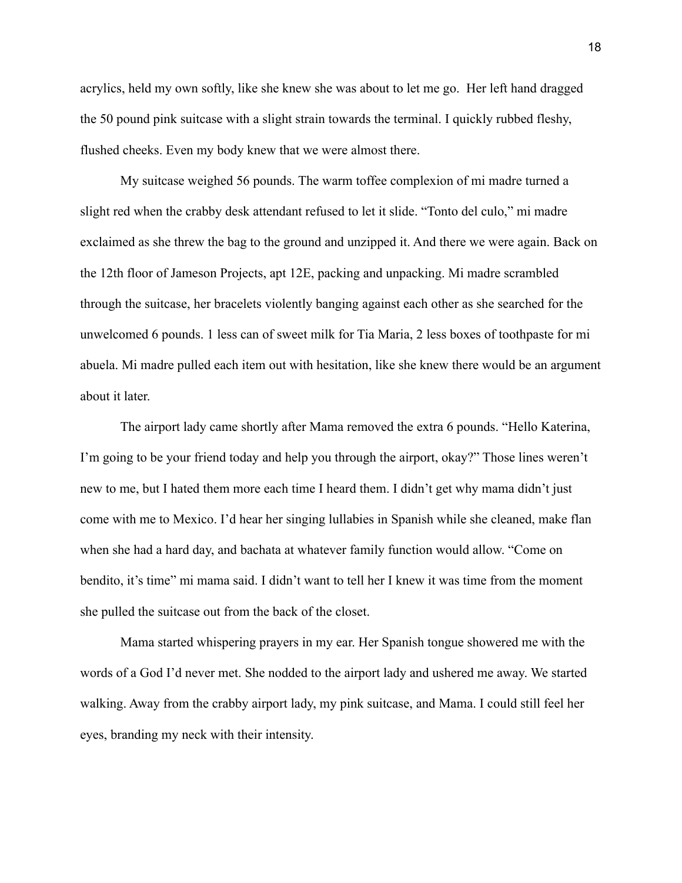acrylics, held my own softly, like she knew she was about to let me go.  Her left hand dragged the 50 pound pink suitcase with a slight strain towards the terminal. I quickly rubbed fleshy, flushed cheeks. Even my body knew that we were almost there.

My suitcase weighed 56 pounds. The warm toffee complexion of mi madre turned a slight red when the crabby desk attendant refused to let it slide. "Tonto del culo," mi madre exclaimed as she threw the bag to the ground and unzipped it. And there we were again. Back on the 12th floor of Jameson Projects, apt 12E, packing and unpacking. Mi madre scrambled through the suitcase, her bracelets violently banging against each other as she searched for the unwelcomed 6 pounds. 1 less can of sweet milk for Tia Maria, 2 less boxes of toothpaste for mi abuela. Mi madre pulled each item out with hesitation, like she knew there would be an argument about it later.

The airport lady came shortly after Mama removed the extra 6 pounds. "Hello Katerina, I'm going to be your friend today and help you through the airport, okay?" Those lines weren't new to me, but I hated them more each time I heard them. I didn't get why mama didn't just come with me to Mexico. I'd hear her singing lullabies in Spanish while she cleaned, make flan when she had a hard day, and bachata at whatever family function would allow. "Come on bendito, it's time" mi mama said. I didn't want to tell her I knew it was time from the moment she pulled the suitcase out from the back of the closet.

Mama started whispering prayers in my ear. Her Spanish tongue showered me with the words of a God I'd never met. She nodded to the airport lady and ushered me away. We started walking. Away from the crabby airport lady, my pink suitcase, and Mama. I could still feel her eyes, branding my neck with their intensity.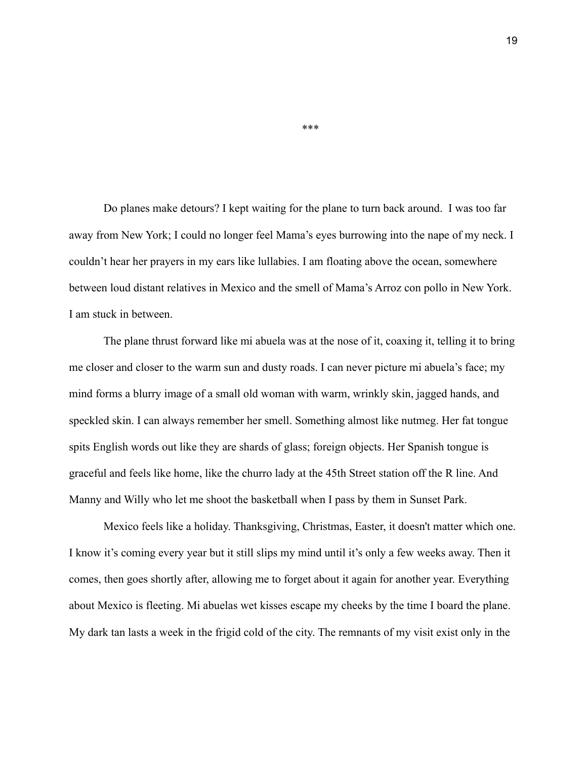***

Do planes make detours? I kept waiting for the plane to turn back around. I was too far away from New York; I could no longer feel Mama's eyes burrowing into the nape of my neck. I couldn't hear her prayers in my ears like lullabies. I am floating above the ocean, somewhere between loud distant relatives in Mexico and the smell of Mama's Arroz con pollo in New York. I am stuck in between.

The plane thrust forward like mi abuela was at the nose of it, coaxing it, telling it to bring me closer and closer to the warm sun and dusty roads. I can never picture mi abuela's face; my mind forms a blurry image of a small old woman with warm, wrinkly skin, jagged hands, and speckled skin. I can always remember her smell. Something almost like nutmeg. Her fat tongue spits English words out like they are shards of glass; foreign objects. Her Spanish tongue is graceful and feels like home, like the churro lady at the 45th Street station off the R line. And Manny and Willy who let me shoot the basketball when I pass by them in Sunset Park.

Mexico feels like a holiday. Thanksgiving, Christmas, Easter, it doesn't matter which one. I know it's coming every year but it still slips my mind until it's only a few weeks away. Then it comes, then goes shortly after, allowing me to forget about it again for another year. Everything about Mexico is fleeting. Mi abuelas wet kisses escape my cheeks by the time I board the plane. My dark tan lasts a week in the frigid cold of the city. The remnants of my visit exist only in the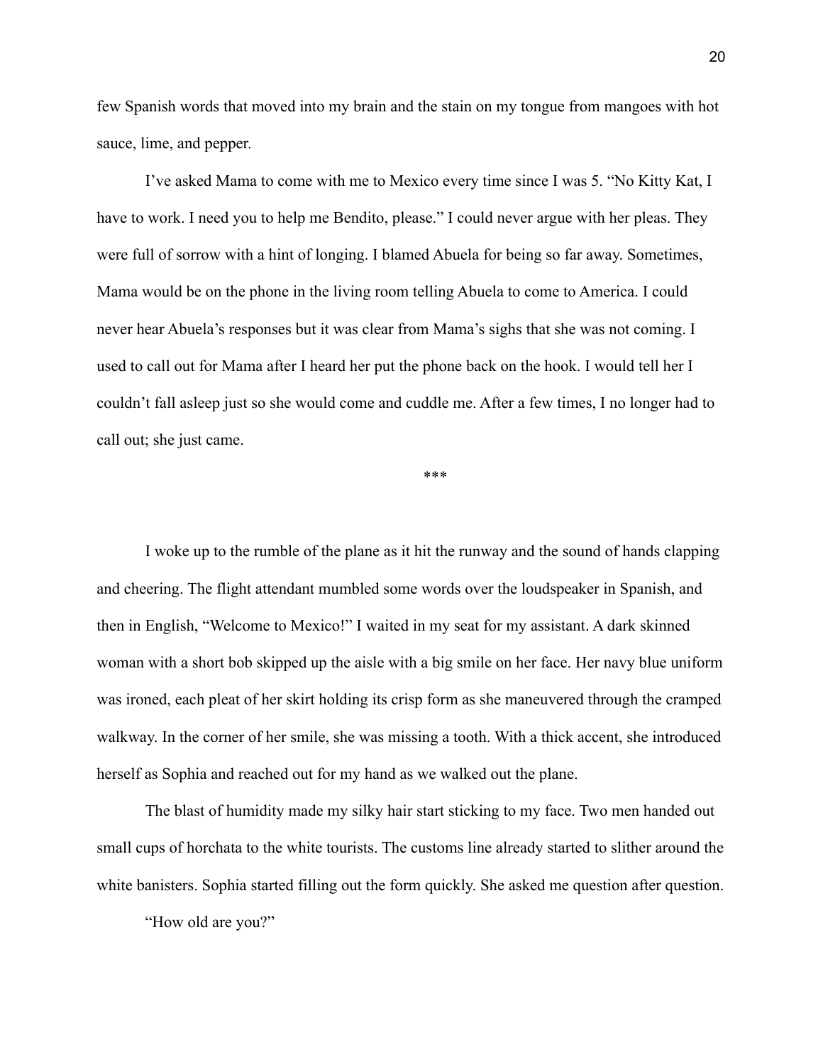few Spanish words that moved into my brain and the stain on my tongue from mangoes with hot sauce, lime, and pepper.

I've asked Mama to come with me to Mexico every time since I was 5. "No Kitty Kat, I have to work. I need you to help me Bendito, please." I could never argue with her pleas. They were full of sorrow with a hint of longing. I blamed Abuela for being so far away. Sometimes, Mama would be on the phone in the living room telling Abuela to come to America. I could never hear Abuela's responses but it was clear from Mama's sighs that she was not coming. I used to call out for Mama after I heard her put the phone back on the hook. I would tell her I couldn't fall asleep just so she would come and cuddle me. After a few times, I no longer had to call out; she just came.

***

I woke up to the rumble of the plane as it hit the runway and the sound of hands clapping and cheering. The flight attendant mumbled some words over the loudspeaker in Spanish, and then in English, "Welcome to Mexico!" I waited in my seat for my assistant. A dark skinned woman with a short bob skipped up the aisle with a big smile on her face. Her navy blue uniform was ironed, each pleat of her skirt holding its crisp form as she maneuvered through the cramped walkway. In the corner of her smile, she was missing a tooth. With a thick accent, she introduced herself as Sophia and reached out for my hand as we walked out the plane.

The blast of humidity made my silky hair start sticking to my face. Two men handed out small cups of horchata to the white tourists. The customs line already started to slither around the white banisters. Sophia started filling out the form quickly. She asked me question after question.

"How old are you?"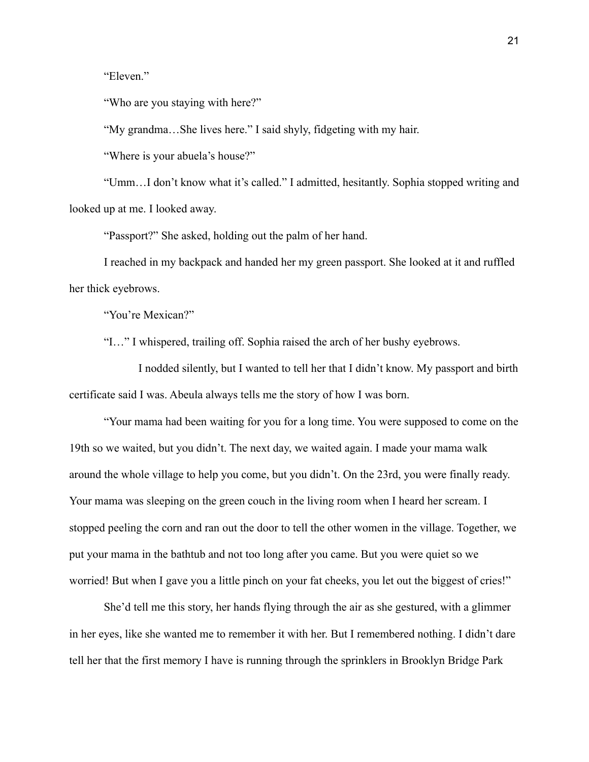"Eleven."

"Who are you staying with here?"

"My grandma…She lives here." I said shyly, fidgeting with my hair.

"Where is your abuela's house?"

"Umm…I don't know what it's called." I admitted, hesitantly. Sophia stopped writing and looked up at me. I looked away.

"Passport?" She asked, holding out the palm of her hand.

I reached in my backpack and handed her my green passport. She looked at it and ruffled her thick eyebrows.

"You're Mexican?"

"I…" I whispered, trailing off. Sophia raised the arch of her bushy eyebrows.

I nodded silently, but I wanted to tell her that I didn't know. My passport and birth certificate said I was. Abeula always tells me the story of how I was born.

"Your mama had been waiting for you for a long time. You were supposed to come on the 19th so we waited, but you didn't. The next day, we waited again. I made your mama walk around the whole village to help you come, but you didn't. On the 23rd, you were finally ready. Your mama was sleeping on the green couch in the living room when I heard her scream. I stopped peeling the corn and ran out the door to tell the other women in the village. Together, we put your mama in the bathtub and not too long after you came. But you were quiet so we worried! But when I gave you a little pinch on your fat cheeks, you let out the biggest of cries!"

She'd tell me this story, her hands flying through the air as she gestured, with a glimmer in her eyes, like she wanted me to remember it with her. But I remembered nothing. I didn't dare tell her that the first memory I have is running through the sprinklers in Brooklyn Bridge Park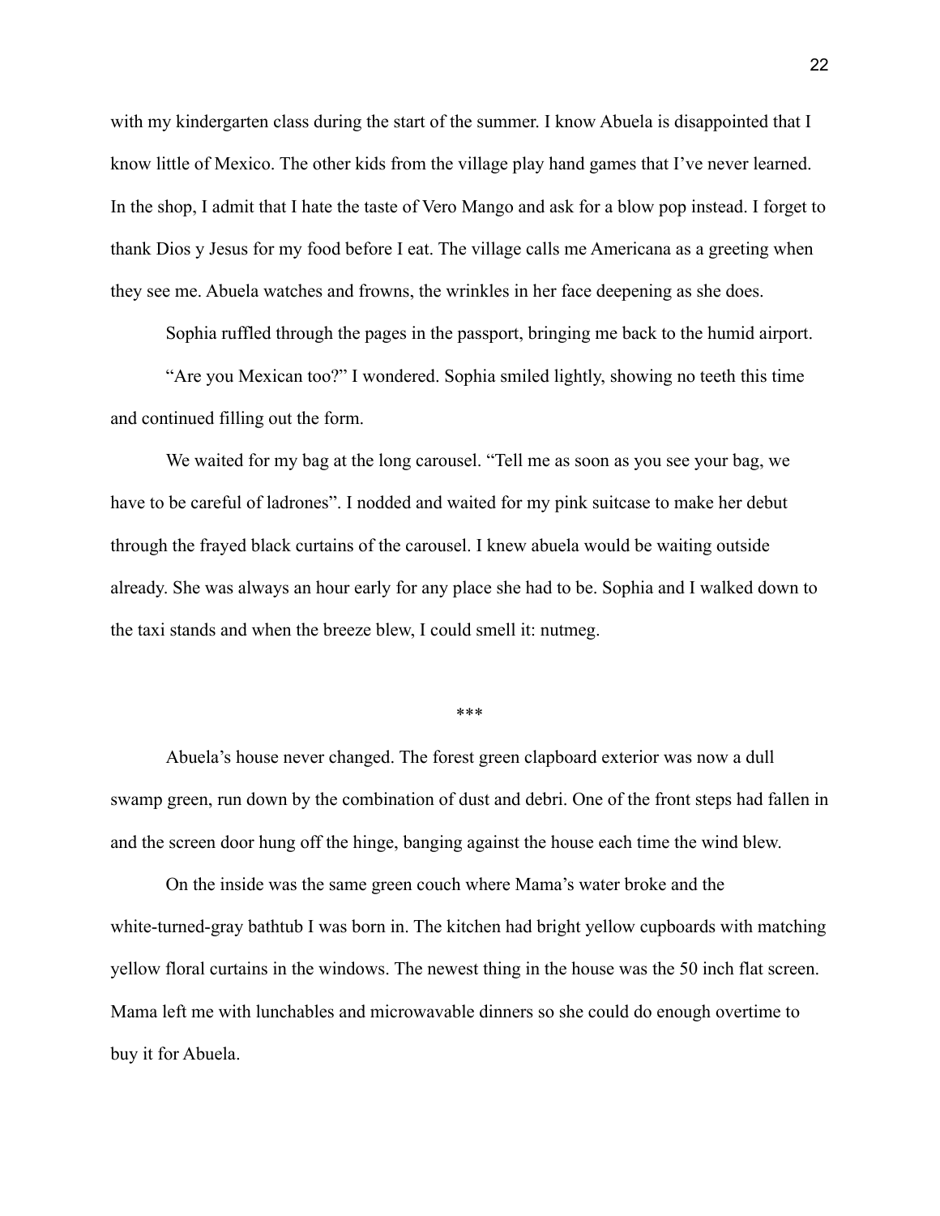with my kindergarten class during the start of the summer. I know Abuela is disappointed that I know little of Mexico. The other kids from the village play hand games that I've never learned. In the shop, I admit that I hate the taste of Vero Mango and ask for a blow pop instead. I forget to thank Dios y Jesus for my food before I eat. The village calls me Americana as a greeting when they see me. Abuela watches and frowns, the wrinkles in her face deepening as she does.

Sophia ruffled through the pages in the passport, bringing me back to the humid airport.

"Are you Mexican too?" I wondered. Sophia smiled lightly, showing no teeth this time and continued filling out the form.

We waited for my bag at the long carousel. "Tell me as soon as you see your bag, we have to be careful of ladrones". I nodded and waited for my pink suitcase to make her debut through the frayed black curtains of the carousel. I knew abuela would be waiting outside already. She was always an hour early for any place she had to be. Sophia and I walked down to the taxi stands and when the breeze blew, I could smell it: nutmeg.

\*\*\*

Abuela's house never changed. The forest green clapboard exterior was now a dull swamp green, run down by the combination of dust and debri. One of the front steps had fallen in and the screen door hung off the hinge, banging against the house each time the wind blew.

On the inside was the same green couch where Mama's water broke and the white-turned-gray bathtub I was born in. The kitchen had bright yellow cupboards with matching yellow floral curtains in the windows. The newest thing in the house was the 50 inch flat screen. Mama left me with lunchables and microwavable dinners so she could do enough overtime to buy it for Abuela.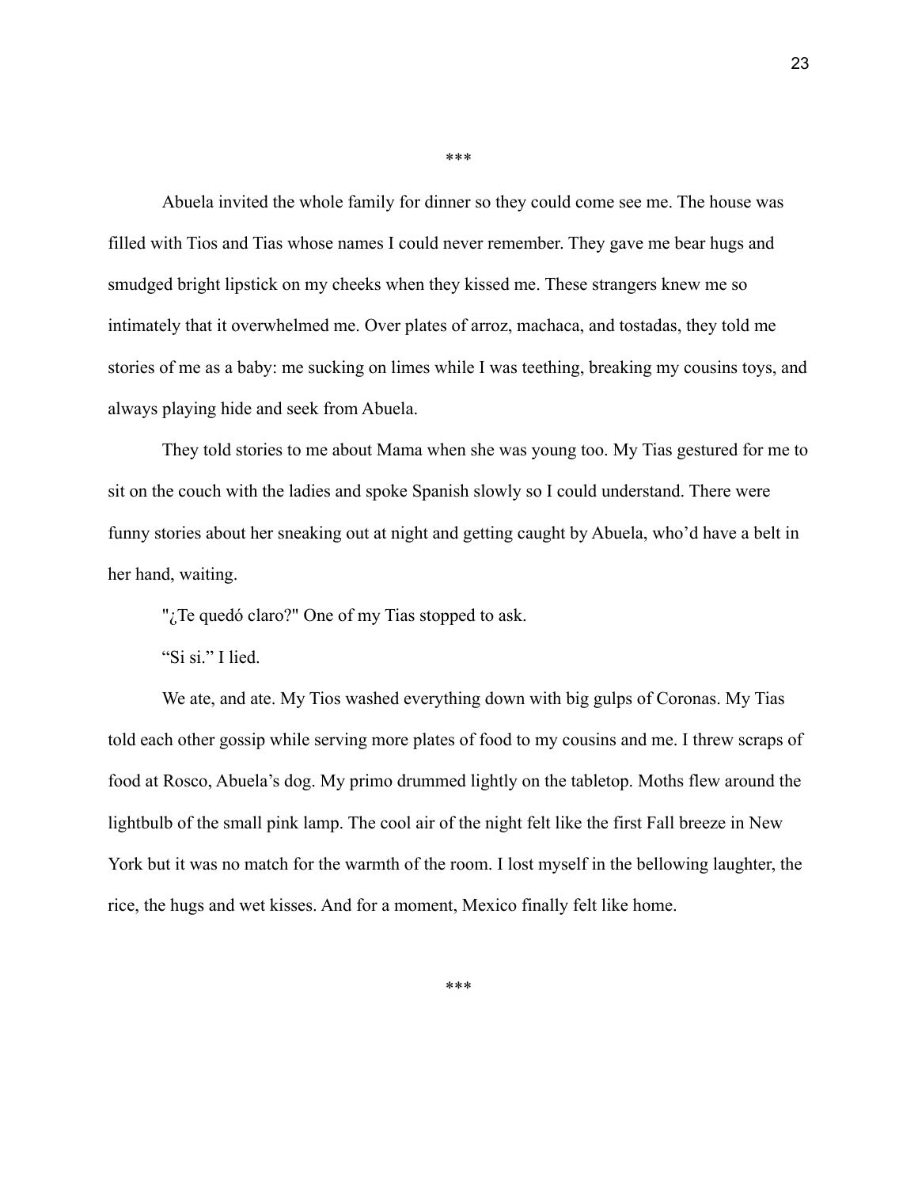***

Abuela invited the whole family for dinner so they could come see me. The house was filled with Tios and Tias whose names I could never remember. They gave me bear hugs and smudged bright lipstick on my cheeks when they kissed me. These strangers knew me so intimately that it overwhelmed me. Over plates of arroz, machaca, and tostadas, they told me stories of me as a baby: me sucking on limes while I was teething, breaking my cousins toys, and always playing hide and seek from Abuela.

They told stories to me about Mama when she was young too. My Tias gestured for me to sit on the couch with the ladies and spoke Spanish slowly so I could understand. There were funny stories about her sneaking out at night and getting caught by Abuela, who'd have a belt in her hand, waiting.

"¿Te quedó claro?" One of my Tias stopped to ask.

"Si si." I lied.

We ate, and ate. My Tios washed everything down with big gulps of Coronas. My Tias told each other gossip while serving more plates of food to my cousins and me. I threw scraps of food at Rosco, Abuela's dog. My primo drummed lightly on the tabletop. Moths flew around the lightbulb of the small pink lamp. The cool air of the night felt like the first Fall breeze in New York but it was no match for the warmth of the room. I lost myself in the bellowing laughter, the rice, the hugs and wet kisses. And for a moment, Mexico finally felt like home.

***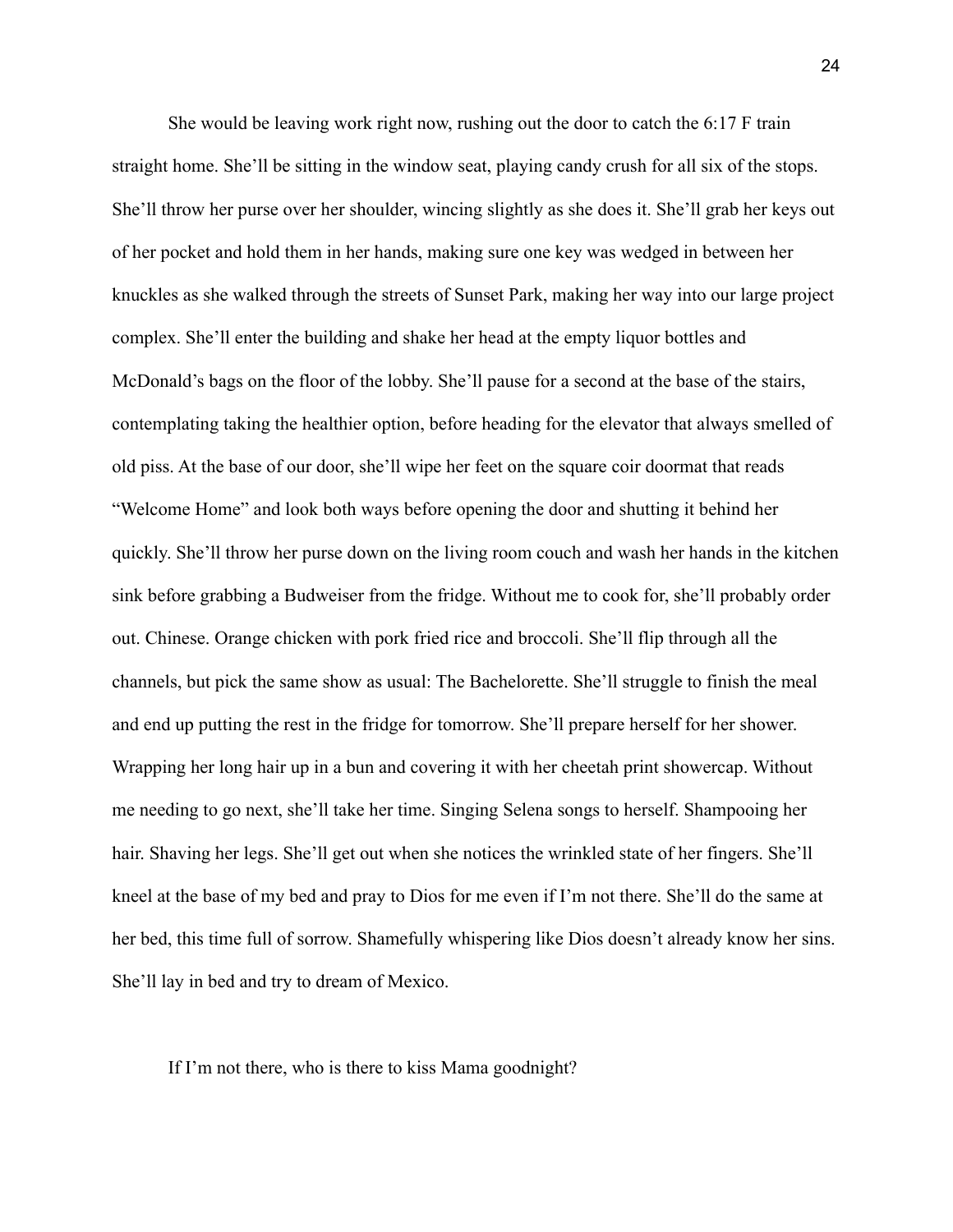She would be leaving work right now, rushing out the door to catch the 6:17 F train straight home. She'll be sitting in the window seat, playing candy crush for all six of the stops. She'll throw her purse over her shoulder, wincing slightly as she does it. She'll grab her keys out of her pocket and hold them in her hands, making sure one key was wedged in between her knuckles as she walked through the streets of Sunset Park, making her way into our large project complex. She'll enter the building and shake her head at the empty liquor bottles and McDonald's bags on the floor of the lobby. She'll pause for a second at the base of the stairs, contemplating taking the healthier option, before heading for the elevator that always smelled of old piss. At the base of our door, she'll wipe her feet on the square coir doormat that reads "Welcome Home" and look both ways before opening the door and shutting it behind her quickly. She'll throw her purse down on the living room couch and wash her hands in the kitchen sink before grabbing a Budweiser from the fridge. Without me to cook for, she'll probably order out. Chinese. Orange chicken with pork fried rice and broccoli. She'll flip through all the channels, but pick the same show as usual: The Bachelorette. She'll struggle to finish the meal and end up putting the rest in the fridge for tomorrow. She'll prepare herself for her shower. Wrapping her long hair up in a bun and covering it with her cheetah print showercap. Without me needing to go next, she'll take her time. Singing Selena songs to herself. Shampooing her hair. Shaving her legs. She'll get out when she notices the wrinkled state of her fingers. She'll kneel at the base of my bed and pray to Dios for me even if I'm not there. She'll do the same at her bed, this time full of sorrow. Shamefully whispering like Dios doesn't already know her sins. She'll lay in bed and try to dream of Mexico.

If I'm not there, who is there to kiss Mama goodnight?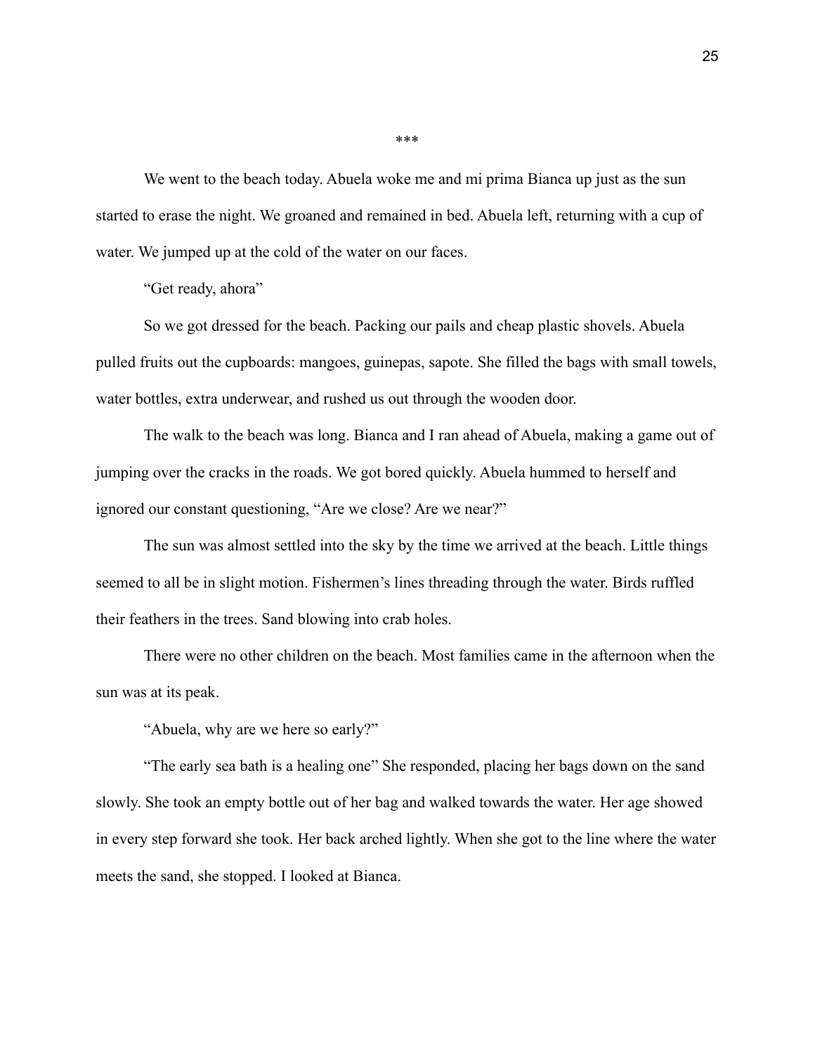***

We went to the beach today. Abuela woke me and mi prima Bianca up just as the sun started to erase the night. We groaned and remained in bed. Abuela left, returning with a cup of water. We jumped up at the cold of the water on our faces.

"Get ready, ahora"

So we got dressed for the beach. Packing our pails and cheap plastic shovels. Abuela pulled fruits out the cupboards: mangoes, guinepas, sapote. She filled the bags with small towels, water bottles, extra underwear, and rushed us out through the wooden door.

The walk to the beach was long. Bianca and I ran ahead of Abuela, making a game out of jumping over the cracks in the roads. We got bored quickly. Abuela hummed to herself and ignored our constant questioning, "Are we close? Are we near?"

The sun was almost settled into the sky by the time we arrived at the beach. Little things seemed to all be in slight motion. Fishermen's lines threading through the water. Birds ruffled their feathers in the trees. Sand blowing into crab holes.

There were no other children on the beach. Most families came in the afternoon when the sun was at its peak.

"Abuela, why are we here so early?"

"The early sea bath is a healing one" She responded, placing her bags down on the sand slowly. She took an empty bottle out of her bag and walked towards the water. Her age showed in every step forward she took. Her back arched lightly. When she got to the line where the water meets the sand, she stopped. I looked at Bianca.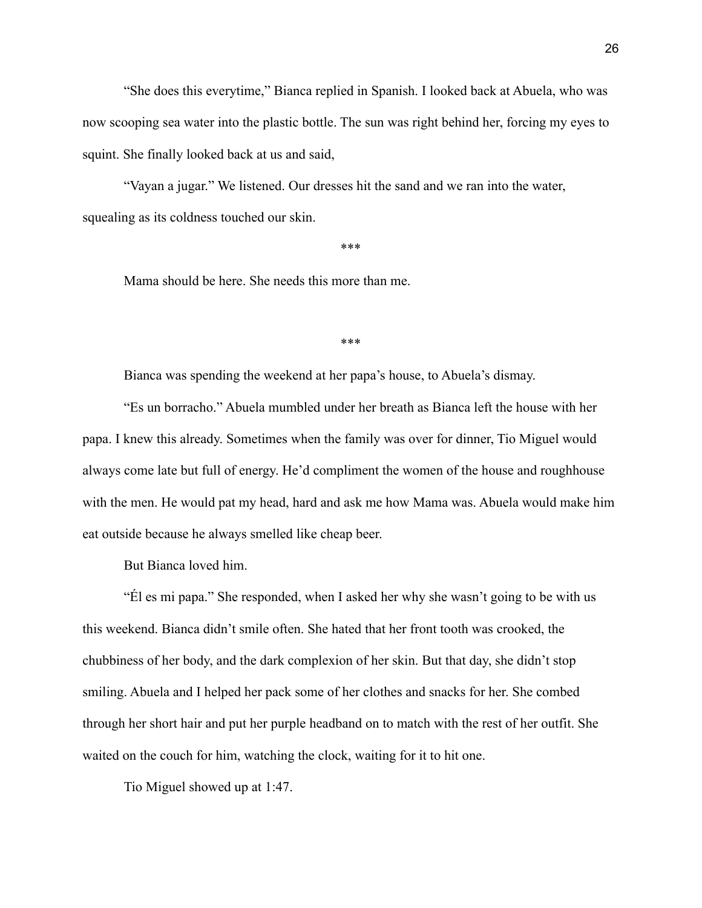"She does this everytime," Bianca replied in Spanish. I looked back at Abuela, who was now scooping sea water into the plastic bottle. The sun was right behind her, forcing my eyes to squint. She finally looked back at us and said,

"Vayan a jugar." We listened. Our dresses hit the sand and we ran into the water, squealing as its coldness touched our skin.

***

Mama should be here. She needs this more than me.

***

Bianca was spending the weekend at her papa's house, to Abuela's dismay.

"Es un borracho." Abuela mumbled under her breath as Bianca left the house with her papa. I knew this already. Sometimes when the family was over for dinner, Tio Miguel would always come late but full of energy. He'd compliment the women of the house and roughhouse with the men. He would pat my head, hard and ask me how Mama was. Abuela would make him eat outside because he always smelled like cheap beer.

But Bianca loved him.

"Él es mi papa." She responded, when I asked her why she wasn't going to be with us this weekend. Bianca didn't smile often. She hated that her front tooth was crooked, the chubbiness of her body, and the dark complexion of her skin. But that day, she didn't stop smiling. Abuela and I helped her pack some of her clothes and snacks for her. She combed through her short hair and put her purple headband on to match with the rest of her outfit. She waited on the couch for him, watching the clock, waiting for it to hit one.

Tio Miguel showed up at 1:47.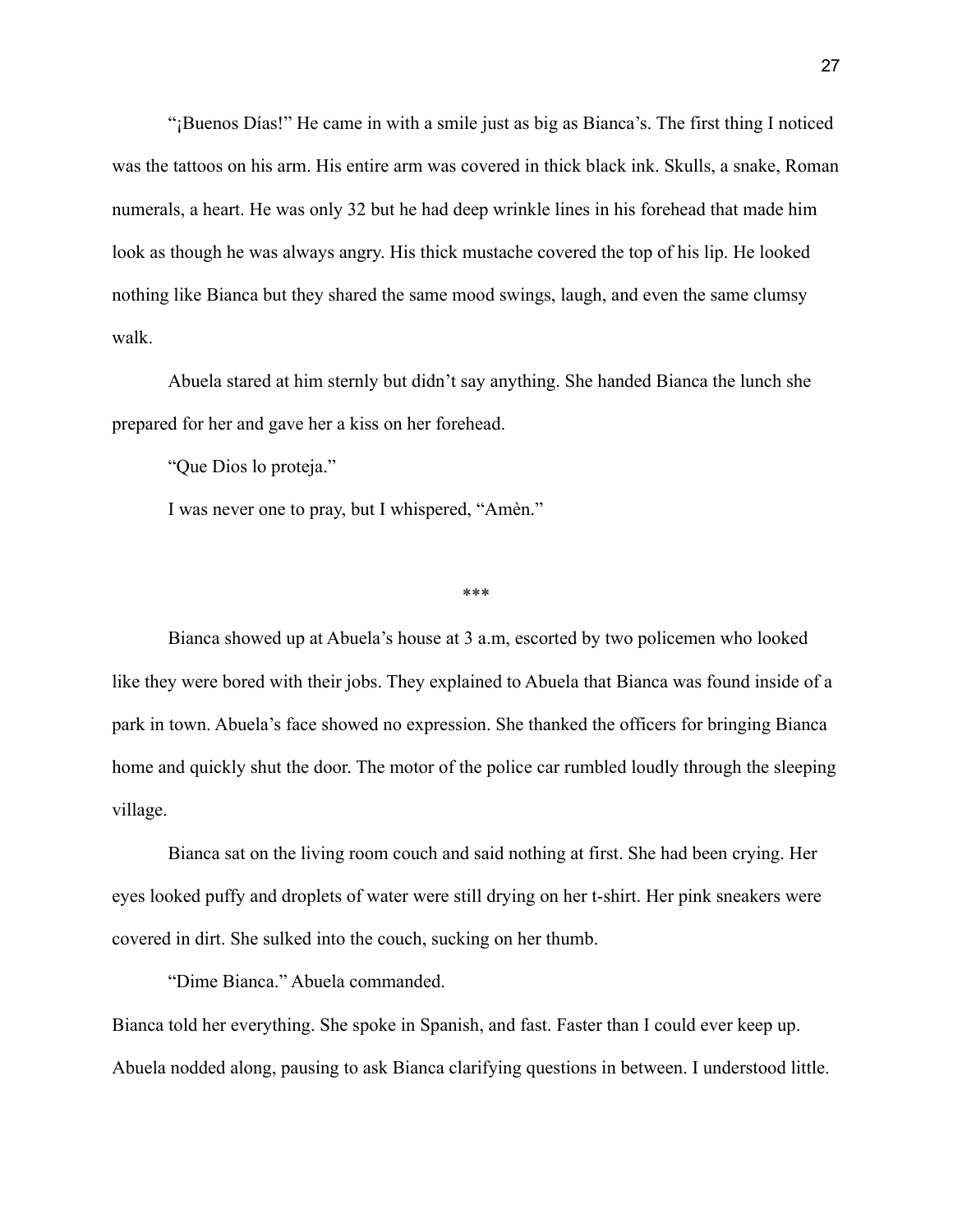"¡Buenos Días!" He came in with a smile just as big as Bianca's. The first thing I noticed was the tattoos on his arm. His entire arm was covered in thick black ink. Skulls, a snake, Roman numerals, a heart. He was only 32 but he had deep wrinkle lines in his forehead that made him look as though he was always angry. His thick mustache covered the top of his lip. He looked nothing like Bianca but they shared the same mood swings, laugh, and even the same clumsy walk.

Abuela stared at him sternly but didn't say anything. She handed Bianca the lunch she prepared for her and gave her a kiss on her forehead.

"Que Dios lo proteja."

I was never one to pray, but I whispered, "Amèn."

***

Bianca showed up at Abuela's house at 3 a.m, escorted by two policemen who looked like they were bored with their jobs. They explained to Abuela that Bianca was found inside of a park in town. Abuela's face showed no expression. She thanked the officers for bringing Bianca home and quickly shut the door. The motor of the police car rumbled loudly through the sleeping village.

Bianca sat on the living room couch and said nothing at first. She had been crying. Her eyes looked puffy and droplets of water were still drying on her t-shirt. Her pink sneakers were covered in dirt. She sulked into the couch, sucking on her thumb.

"Dime Bianca." Abuela commanded.

Bianca told her everything. She spoke in Spanish, and fast. Faster than I could ever keep up. Abuela nodded along, pausing to ask Bianca clarifying questions in between. I understood little.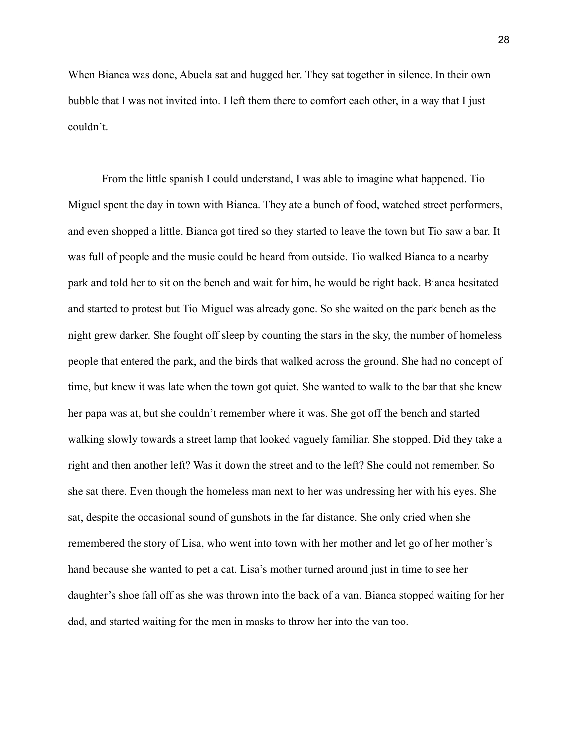When Bianca was done, Abuela sat and hugged her. They sat together in silence. In their own bubble that I was not invited into. I left them there to comfort each other, in a way that I just couldn't.

From the little spanish I could understand, I was able to imagine what happened. Tio Miguel spent the day in town with Bianca. They ate a bunch of food, watched street performers, and even shopped a little. Bianca got tired so they started to leave the town but Tio saw a bar. It was full of people and the music could be heard from outside. Tio walked Bianca to a nearby park and told her to sit on the bench and wait for him, he would be right back. Bianca hesitated and started to protest but Tio Miguel was already gone. So she waited on the park bench as the night grew darker. She fought off sleep by counting the stars in the sky, the number of homeless people that entered the park, and the birds that walked across the ground. She had no concept of time, but knew it was late when the town got quiet. She wanted to walk to the bar that she knew her papa was at, but she couldn't remember where it was. She got off the bench and started walking slowly towards a street lamp that looked vaguely familiar. She stopped. Did they take a right and then another left? Was it down the street and to the left? She could not remember. So she sat there. Even though the homeless man next to her was undressing her with his eyes. She sat, despite the occasional sound of gunshots in the far distance. She only cried when she remembered the story of Lisa, who went into town with her mother and let go of her mother's hand because she wanted to pet a cat. Lisa's mother turned around just in time to see her daughter's shoe fall off as she was thrown into the back of a van. Bianca stopped waiting for her dad, and started waiting for the men in masks to throw her into the van too.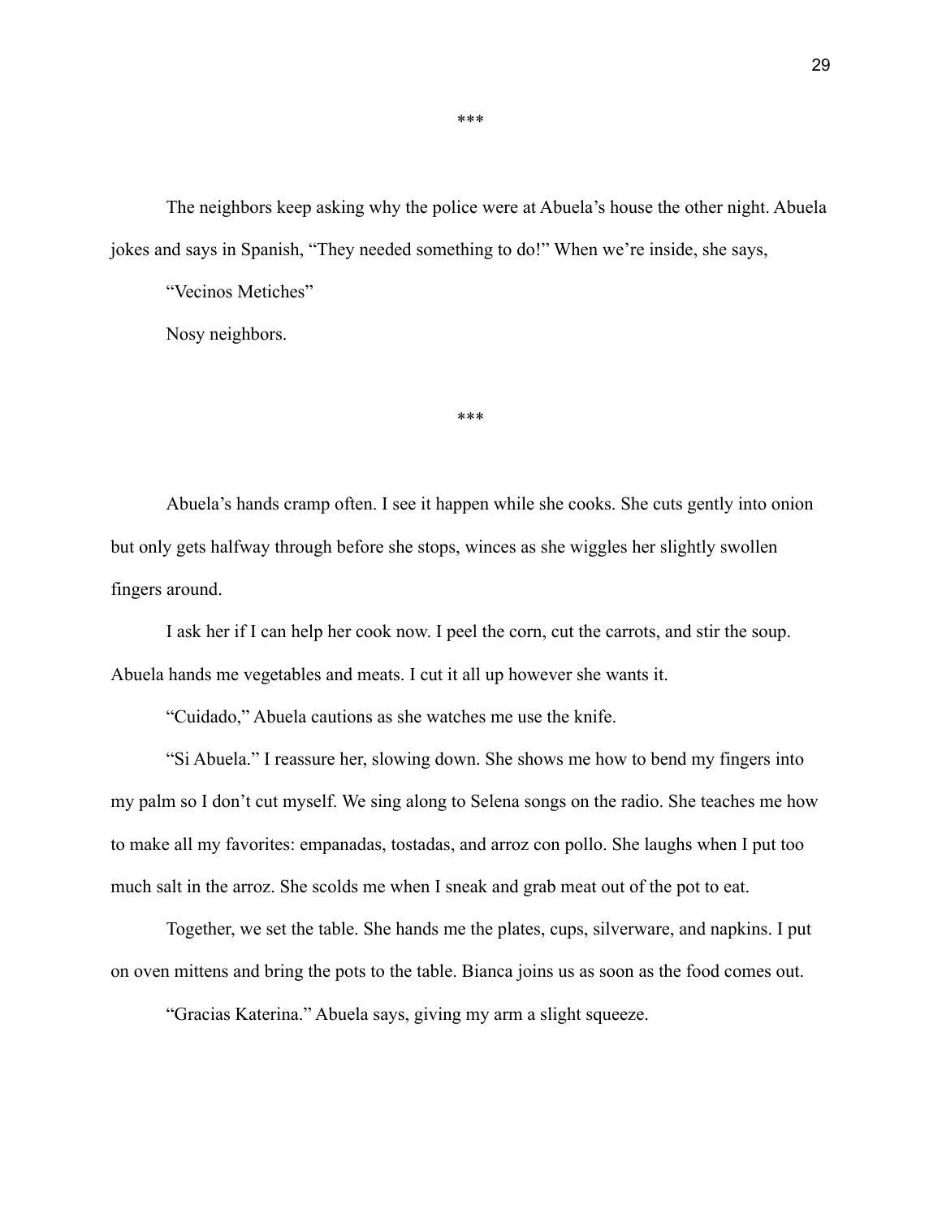***

The neighbors keep asking why the police were at Abuela's house the other night. Abuela jokes and says in Spanish, "They needed something to do!" When we're inside, she says,

"Vecinos Metiches"

Nosy neighbors.

***

Abuela's hands cramp often. I see it happen while she cooks. She cuts gently into onion but only gets halfway through before she stops, winces as she wiggles her slightly swollen fingers around.

I ask her if I can help her cook now. I peel the corn, cut the carrots, and stir the soup. Abuela hands me vegetables and meats. I cut it all up however she wants it.

"Cuidado," Abuela cautions as she watches me use the knife.

"Si Abuela." I reassure her, slowing down. She shows me how to bend my fingers into my palm so I don't cut myself. We sing along to Selena songs on the radio. She teaches me how to make all my favorites: empanadas, tostadas, and arroz con pollo. She laughs when I put too much salt in the arroz. She scolds me when I sneak and grab meat out of the pot to eat.

Together, we set the table. She hands me the plates, cups, silverware, and napkins. I put on oven mittens and bring the pots to the table. Bianca joins us as soon as the food comes out.

"Gracias Katerina." Abuela says, giving my arm a slight squeeze.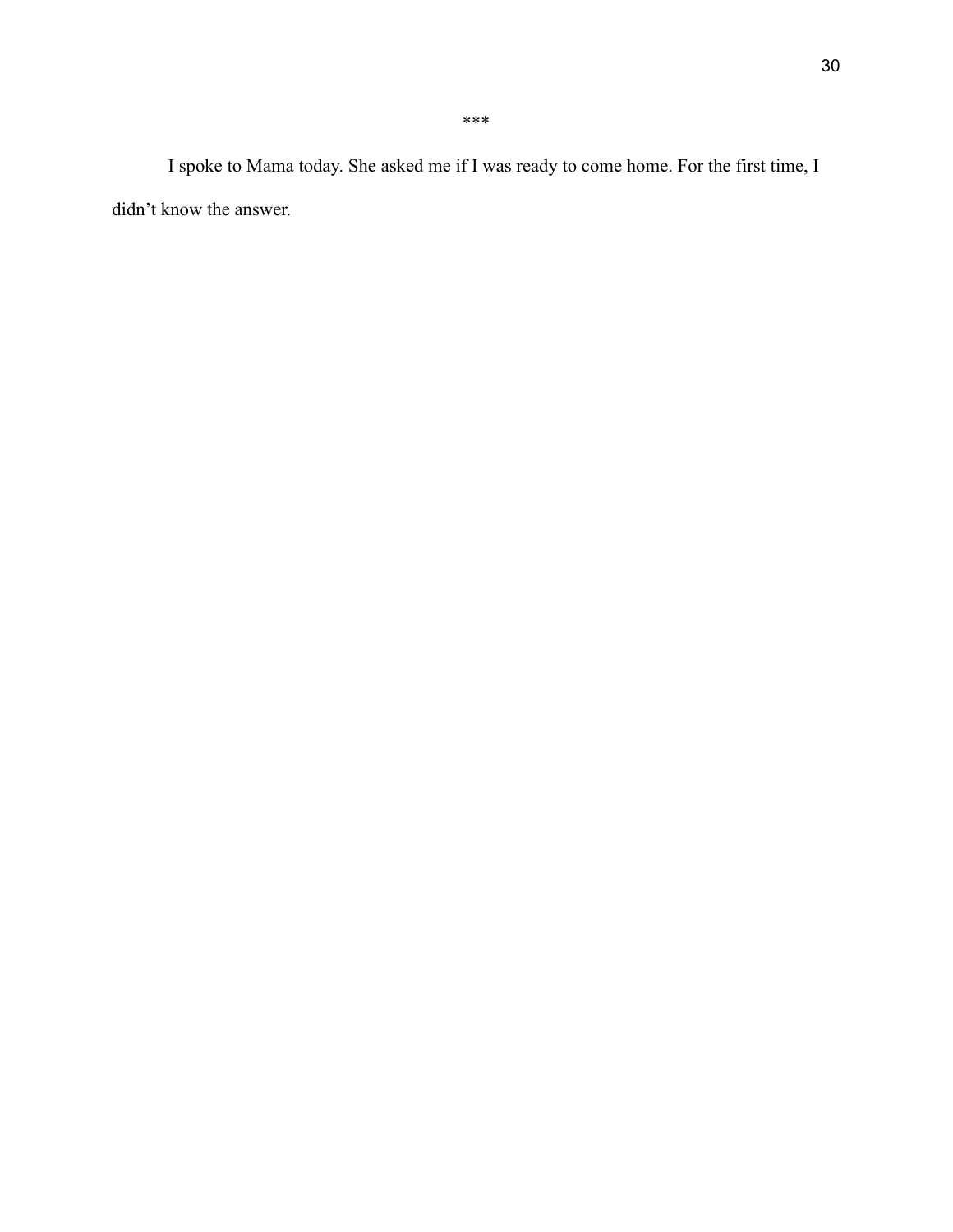***

I spoke to Mama today. She asked me if I was ready to come home. For the first time, I didn't know the answer.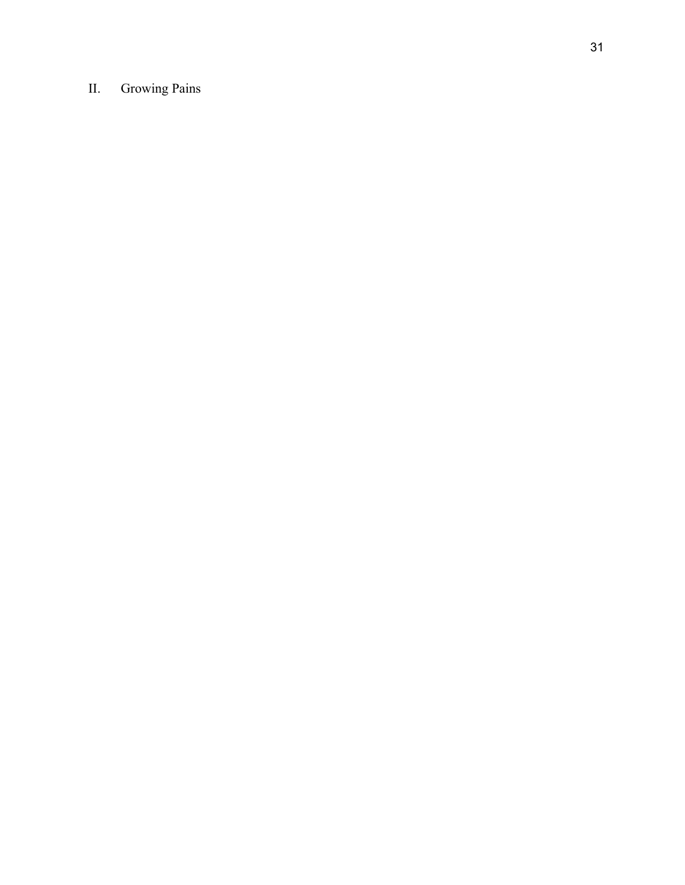## II. Growing Pains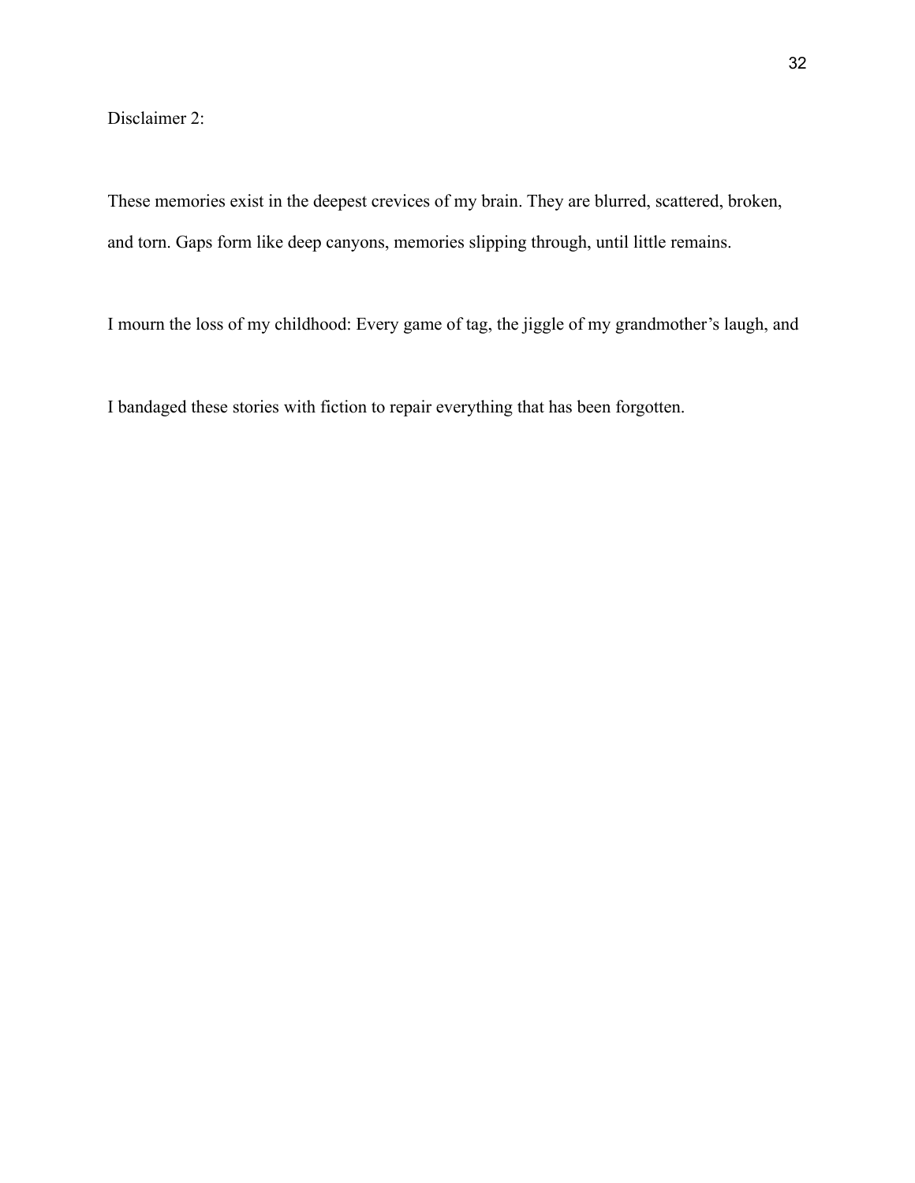Disclaimer 2:

These memories exist in the deepest crevices of my brain. They are blurred, scattered, broken, and torn. Gaps form like deep canyons, memories slipping through, until little remains.

I mourn the loss of my childhood: Every game of tag, the jiggle of my grandmother's laugh, and

I bandaged these stories with fiction to repair everything that has been forgotten.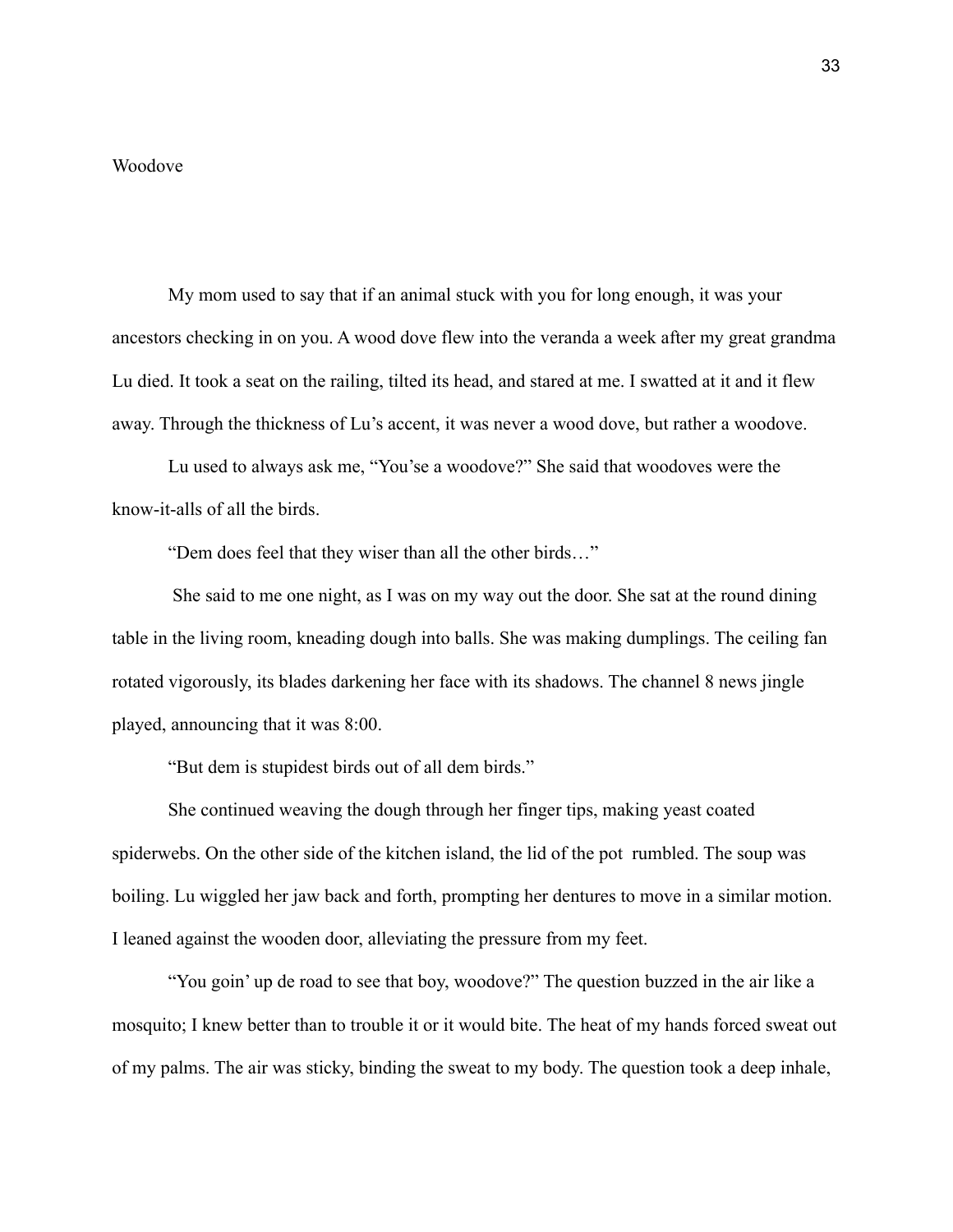# Woodove

My mom used to say that if an animal stuck with you for long enough, it was your ancestors checking in on you. A wood dove flew into the veranda a week after my great grandma Lu died. It took a seat on the railing, tilted its head, and stared at me. I swatted at it and it flew away. Through the thickness of Lu's accent, it was never a wood dove, but rather a woodove.

Lu used to always ask me, "You'se a woodove?" She said that woodoves were the know-it-alls of all the birds.

"Dem does feel that they wiser than all the other birds…"

She said to me one night, as I was on my way out the door. She sat at the round dining table in the living room, kneading dough into balls. She was making dumplings. The ceiling fan rotated vigorously, its blades darkening her face with its shadows. The channel 8 news jingle played, announcing that it was 8:00.

"But dem is stupidest birds out of all dem birds."

She continued weaving the dough through her finger tips, making yeast coated spiderwebs. On the other side of the kitchen island, the lid of the pot rumbled. The soup was boiling. Lu wiggled her jaw back and forth, prompting her dentures to move in a similar motion. I leaned against the wooden door, alleviating the pressure from my feet.

"You goin' up de road to see that boy, woodove?" The question buzzed in the air like a mosquito; I knew better than to trouble it or it would bite. The heat of my hands forced sweat out of my palms. The air was sticky, binding the sweat to my body. The question took a deep inhale,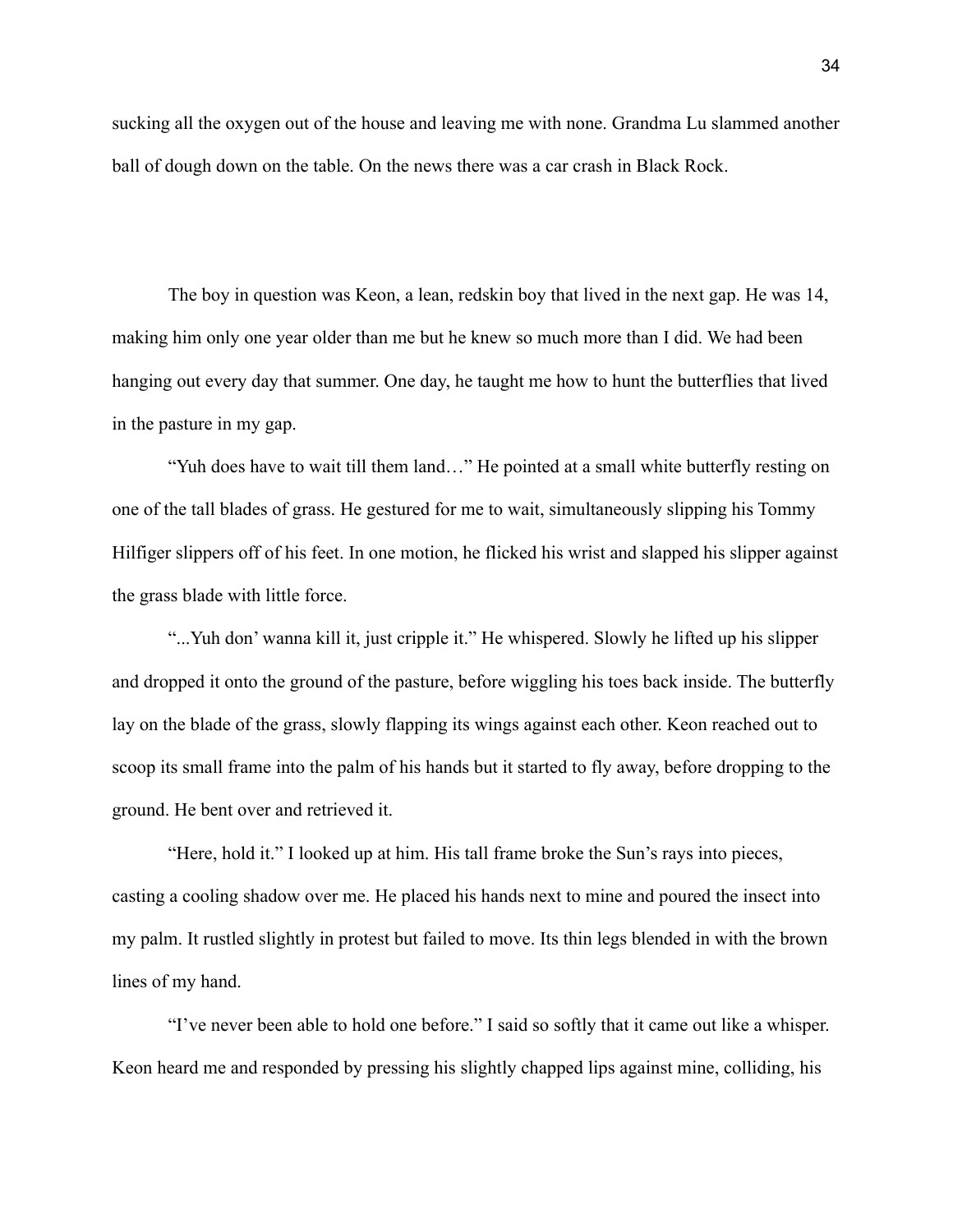sucking all the oxygen out of the house and leaving me with none. Grandma Lu slammed another ball of dough down on the table. On the news there was a car crash in Black Rock.

The boy in question was Keon, a lean, redskin boy that lived in the next gap. He was 14, making him only one year older than me but he knew so much more than I did. We had been hanging out every day that summer. One day, he taught me how to hunt the butterflies that lived in the pasture in my gap.

"Yuh does have to wait till them land…" He pointed at a small white butterfly resting on one of the tall blades of grass. He gestured for me to wait, simultaneously slipping his Tommy Hilfiger slippers off of his feet. In one motion, he flicked his wrist and slapped his slipper against the grass blade with little force.

"...Yuh don' wanna kill it, just cripple it." He whispered. Slowly he lifted up his slipper and dropped it onto the ground of the pasture, before wiggling his toes back inside. The butterfly lay on the blade of the grass, slowly flapping its wings against each other. Keon reached out to scoop its small frame into the palm of his hands but it started to fly away, before dropping to the ground. He bent over and retrieved it.

"Here, hold it." I looked up at him. His tall frame broke the Sun's rays into pieces, casting a cooling shadow over me. He placed his hands next to mine and poured the insect into my palm. It rustled slightly in protest but failed to move. Its thin legs blended in with the brown lines of my hand.

"I've never been able to hold one before." I said so softly that it came out like a whisper. Keon heard me and responded by pressing his slightly chapped lips against mine, colliding, his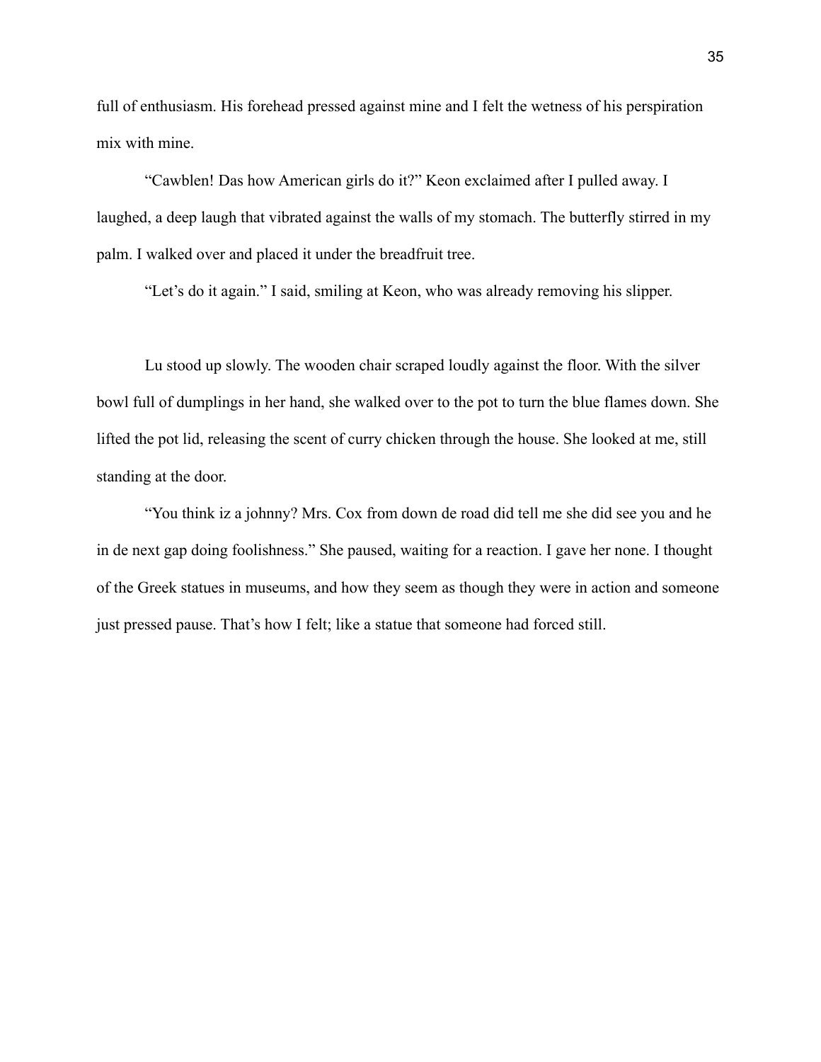full of enthusiasm. His forehead pressed against mine and I felt the wetness of his perspiration mix with mine.

"Cawblen! Das how American girls do it?" Keon exclaimed after I pulled away. I laughed, a deep laugh that vibrated against the walls of my stomach. The butterfly stirred in my palm. I walked over and placed it under the breadfruit tree.

"Let's do it again." I said, smiling at Keon, who was already removing his slipper.

Lu stood up slowly. The wooden chair scraped loudly against the floor. With the silver bowl full of dumplings in her hand, she walked over to the pot to turn the blue flames down. She lifted the pot lid, releasing the scent of curry chicken through the house. She looked at me, still standing at the door.

"You think iz a johnny? Mrs. Cox from down de road did tell me she did see you and he in de next gap doing foolishness." She paused, waiting for a reaction. I gave her none. I thought of the Greek statues in museums, and how they seem as though they were in action and someone just pressed pause. That's how I felt; like a statue that someone had forced still.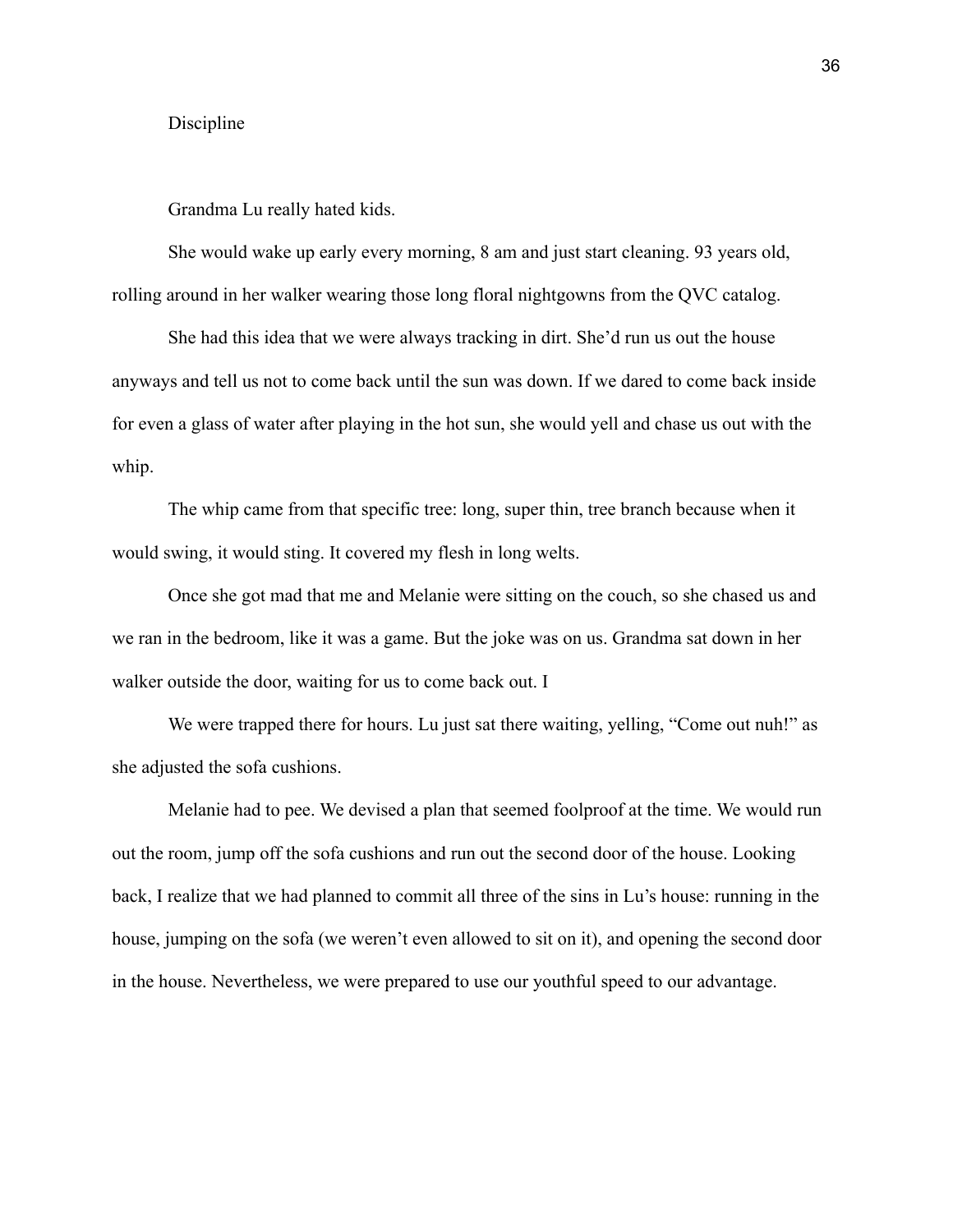Discipline

Grandma Lu really hated kids.

She would wake up early every morning, 8 am and just start cleaning. 93 years old, rolling around in her walker wearing those long floral nightgowns from the QVC catalog.

She had this idea that we were always tracking in dirt. She'd run us out the house anyways and tell us not to come back until the sun was down. If we dared to come back inside for even a glass of water after playing in the hot sun, she would yell and chase us out with the whip.

The whip came from that specific tree: long, super thin, tree branch because when it would swing, it would sting. It covered my flesh in long welts.

Once she got mad that me and Melanie were sitting on the couch, so she chased us and we ran in the bedroom, like it was a game. But the joke was on us. Grandma sat down in her walker outside the door, waiting for us to come back out. I

We were trapped there for hours. Lu just sat there waiting, yelling, "Come out nuh!" as she adjusted the sofa cushions.

Melanie had to pee. We devised a plan that seemed foolproof at the time. We would run out the room, jump off the sofa cushions and run out the second door of the house. Looking back, I realize that we had planned to commit all three of the sins in Lu's house: running in the house, jumping on the sofa (we weren't even allowed to sit on it), and opening the second door in the house. Nevertheless, we were prepared to use our youthful speed to our advantage.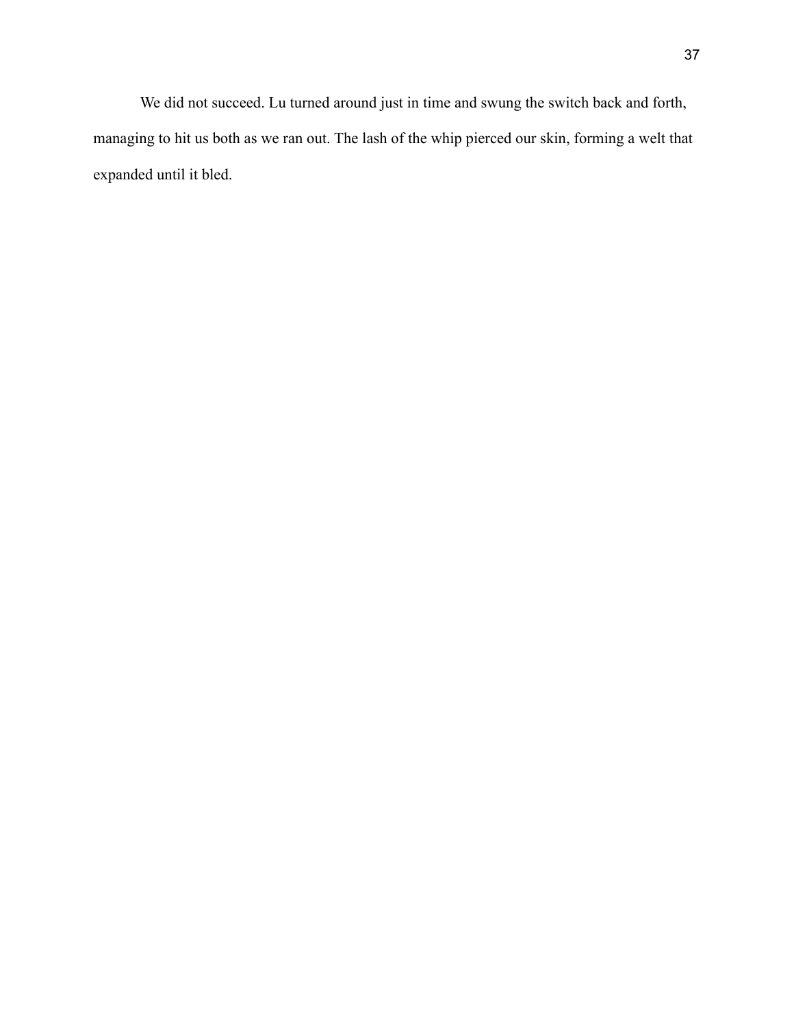We did not succeed. Lu turned around just in time and swung the switch back and forth, managing to hit us both as we ran out. The lash of the whip pierced our skin, forming a welt that expanded until it bled.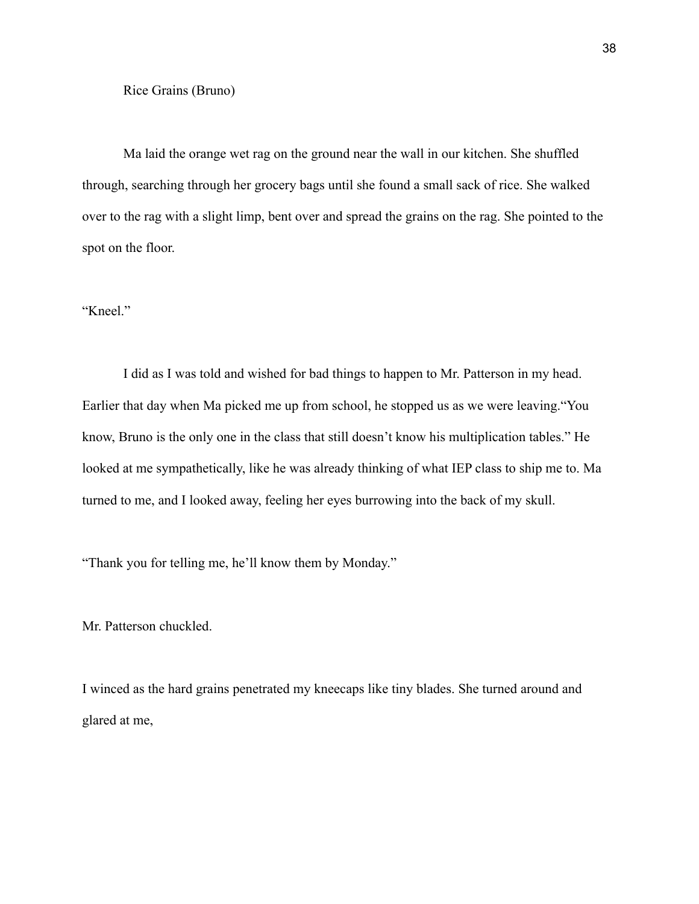Rice Grains (Bruno)

Ma laid the orange wet rag on the ground near the wall in our kitchen. She shuffled through, searching through her grocery bags until she found a small sack of rice. She walked over to the rag with a slight limp, bent over and spread the grains on the rag. She pointed to the spot on the floor.

"Kneel."

I did as I was told and wished for bad things to happen to Mr. Patterson in my head. Earlier that day when Ma picked me up from school, he stopped us as we were leaving."You know, Bruno is the only one in the class that still doesn't know his multiplication tables." He looked at me sympathetically, like he was already thinking of what IEP class to ship me to. Ma turned to me, and I looked away, feeling her eyes burrowing into the back of my skull.

"Thank you for telling me, he'll know them by Monday."

Mr. Patterson chuckled.

I winced as the hard grains penetrated my kneecaps like tiny blades. She turned around and glared at me,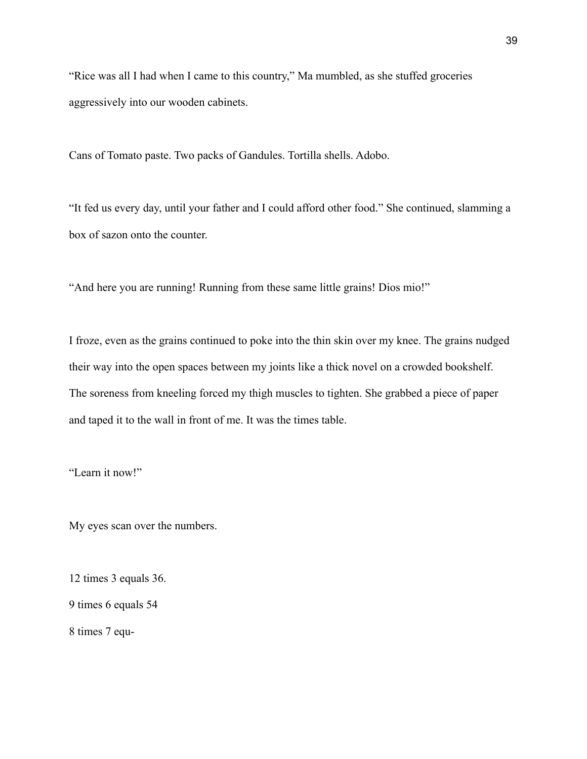"Rice was all I had when I came to this country," Ma mumbled, as she stuffed groceries aggressively into our wooden cabinets.

Cans of Tomato paste. Two packs of Gandules. Tortilla shells. Adobo.

"It fed us every day, until your father and I could afford other food." She continued, slamming a box of sazon onto the counter.

"And here you are running! Running from these same little grains! Dios mio!"

I froze, even as the grains continued to poke into the thin skin over my knee. The grains nudged their way into the open spaces between my joints like a thick novel on a crowded bookshelf. The soreness from kneeling forced my thigh muscles to tighten. She grabbed a piece of paper and taped it to the wall in front of me. It was the times table.

"Learn it now!"

My eyes scan over the numbers.

12 times 3 equals 36.  
9 times 6 equals 54  
8 times 7 equ-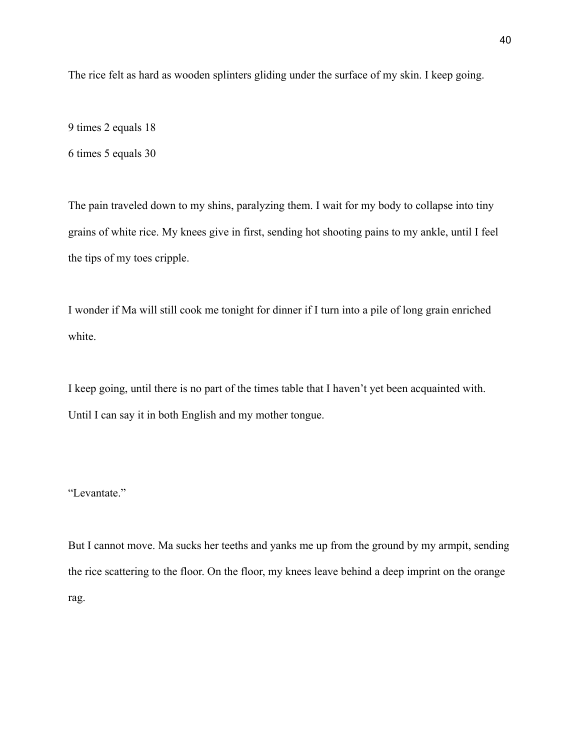The rice felt as hard as wooden splinters gliding under the surface of my skin. I keep going.

9 times 2 equals 18

6 times 5 equals 30

The pain traveled down to my shins, paralyzing them. I wait for my body to collapse into tiny grains of white rice. My knees give in first, sending hot shooting pains to my ankle, until I feel the tips of my toes cripple.

I wonder if Ma will still cook me tonight for dinner if I turn into a pile of long grain enriched white.

I keep going, until there is no part of the times table that I haven't yet been acquainted with. Until I can say it in both English and my mother tongue.

"Levantate."

But I cannot move. Ma sucks her teeths and yanks me up from the ground by my armpit, sending the rice scattering to the floor. On the floor, my knees leave behind a deep imprint on the orange rag.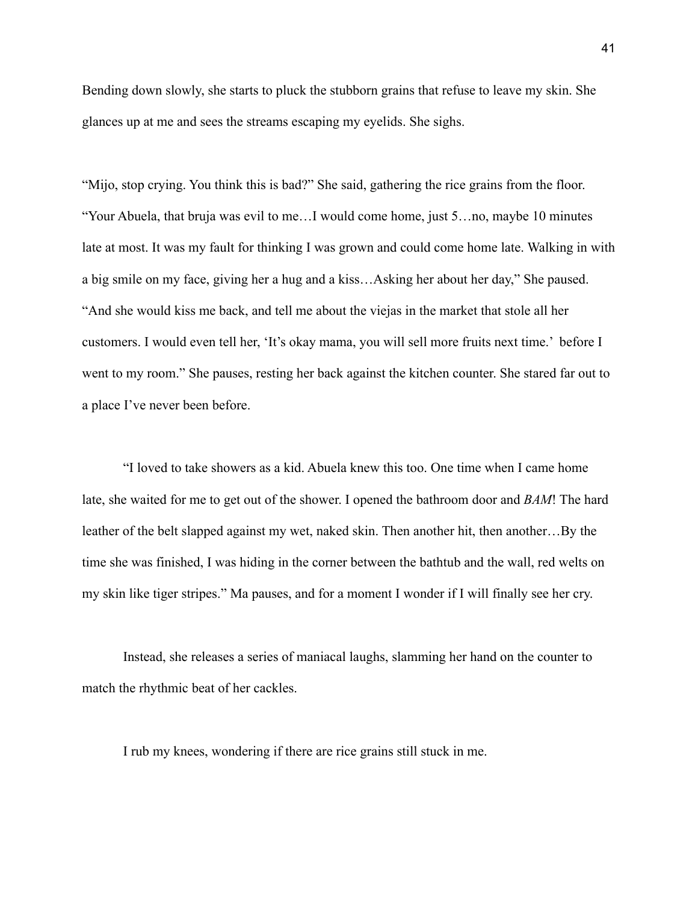Bending down slowly, she starts to pluck the stubborn grains that refuse to leave my skin. She glances up at me and sees the streams escaping my eyelids. She sighs.

"Mijo, stop crying. You think this is bad?" She said, gathering the rice grains from the floor. "Your Abuela, that bruja was evil to me…I would come home, just 5…no, maybe 10 minutes late at most. It was my fault for thinking I was grown and could come home late. Walking in with a big smile on my face, giving her a hug and a kiss…Asking her about her day," She paused. "And she would kiss me back, and tell me about the viejas in the market that stole all her customers. I would even tell her, 'It's okay mama, you will sell more fruits next time.' before I went to my room." She pauses, resting her back against the kitchen counter. She stared far out to a place I've never been before.

"I loved to take showers as a kid. Abuela knew this too. One time when I came home late, she waited for me to get out of the shower. I opened the bathroom door and *BAM*! The hard leather of the belt slapped against my wet, naked skin. Then another hit, then another…By the time she was finished, I was hiding in the corner between the bathtub and the wall, red welts on my skin like tiger stripes." Ma pauses, and for a moment I wonder if I will finally see her cry.

Instead, she releases a series of maniacal laughs, slamming her hand on the counter to match the rhythmic beat of her cackles.

I rub my knees, wondering if there are rice grains still stuck in me.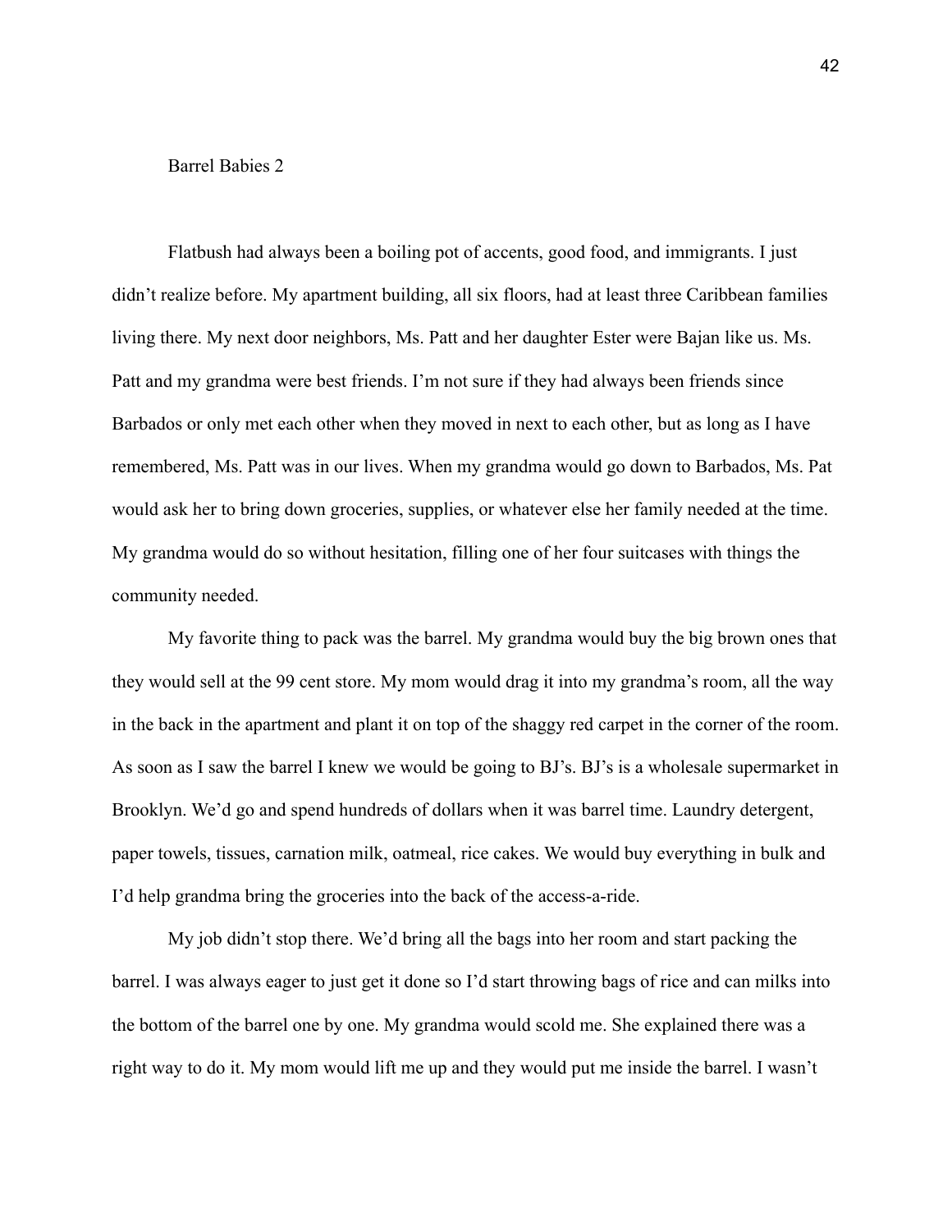Barrel Babies 2

Flatbush had always been a boiling pot of accents, good food, and immigrants. I just didn't realize before. My apartment building, all six floors, had at least three Caribbean families living there. My next door neighbors, Ms. Patt and her daughter Ester were Bajan like us. Ms. Patt and my grandma were best friends. I'm not sure if they had always been friends since Barbados or only met each other when they moved in next to each other, but as long as I have remembered, Ms. Patt was in our lives. When my grandma would go down to Barbados, Ms. Pat would ask her to bring down groceries, supplies, or whatever else her family needed at the time. My grandma would do so without hesitation, filling one of her four suitcases with things the community needed.

My favorite thing to pack was the barrel. My grandma would buy the big brown ones that they would sell at the 99 cent store. My mom would drag it into my grandma's room, all the way in the back in the apartment and plant it on top of the shaggy red carpet in the corner of the room. As soon as I saw the barrel I knew we would be going to BJ's. BJ's is a wholesale supermarket in Brooklyn. We'd go and spend hundreds of dollars when it was barrel time. Laundry detergent, paper towels, tissues, carnation milk, oatmeal, rice cakes. We would buy everything in bulk and I'd help grandma bring the groceries into the back of the access-a-ride.

My job didn't stop there. We'd bring all the bags into her room and start packing the barrel. I was always eager to just get it done so I'd start throwing bags of rice and can milks into the bottom of the barrel one by one. My grandma would scold me. She explained there was a right way to do it. My mom would lift me up and they would put me inside the barrel. I wasn't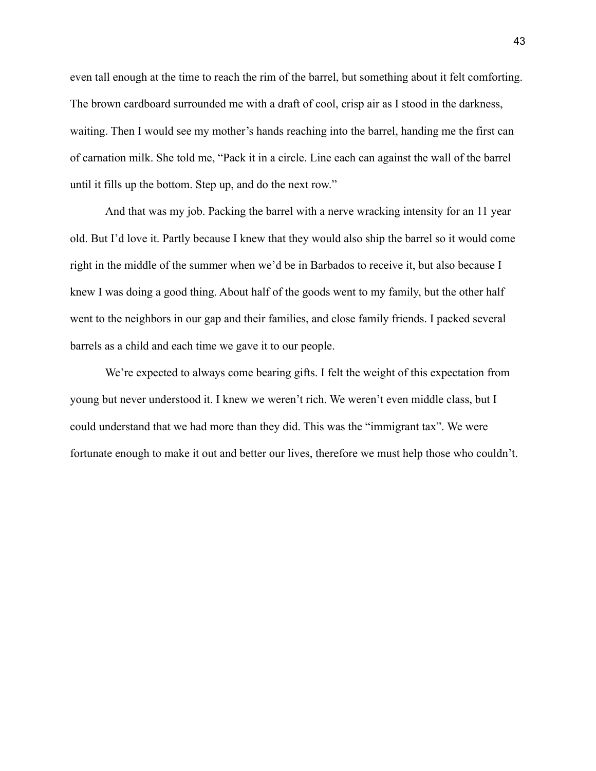even tall enough at the time to reach the rim of the barrel, but something about it felt comforting. The brown cardboard surrounded me with a draft of cool, crisp air as I stood in the darkness, waiting. Then I would see my mother's hands reaching into the barrel, handing me the first can of carnation milk. She told me, "Pack it in a circle. Line each can against the wall of the barrel until it fills up the bottom. Step up, and do the next row."

And that was my job. Packing the barrel with a nerve wracking intensity for an 11 year old. But I'd love it. Partly because I knew that they would also ship the barrel so it would come right in the middle of the summer when we'd be in Barbados to receive it, but also because I knew I was doing a good thing. About half of the goods went to my family, but the other half went to the neighbors in our gap and their families, and close family friends. I packed several barrels as a child and each time we gave it to our people.

We're expected to always come bearing gifts. I felt the weight of this expectation from young but never understood it. I knew we weren't rich. We weren't even middle class, but I could understand that we had more than they did. This was the "immigrant tax". We were fortunate enough to make it out and better our lives, therefore we must help those who couldn't.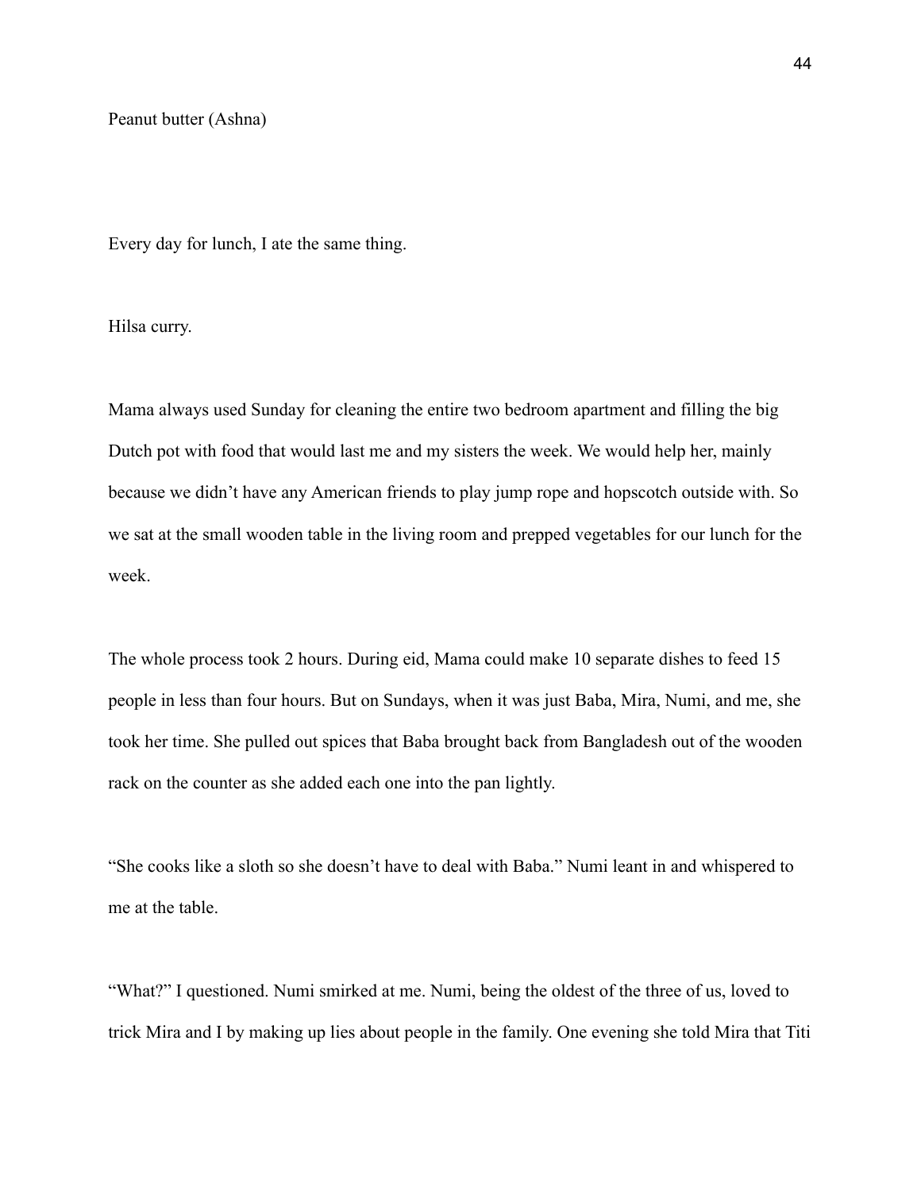Peanut butter (Ashna)

Every day for lunch, I ate the same thing.

Hilsa curry.

Mama always used Sunday for cleaning the entire two bedroom apartment and filling the big Dutch pot with food that would last me and my sisters the week. We would help her, mainly because we didn't have any American friends to play jump rope and hopscotch outside with. So we sat at the small wooden table in the living room and prepped vegetables for our lunch for the week.

The whole process took 2 hours. During eid, Mama could make 10 separate dishes to feed 15 people in less than four hours. But on Sundays, when it was just Baba, Mira, Numi, and me, she took her time. She pulled out spices that Baba brought back from Bangladesh out of the wooden rack on the counter as she added each one into the pan lightly.

"She cooks like a sloth so she doesn't have to deal with Baba." Numi leant in and whispered to me at the table.

"What?" I questioned. Numi smirked at me. Numi, being the oldest of the three of us, loved to trick Mira and I by making up lies about people in the family. One evening she told Mira that Titi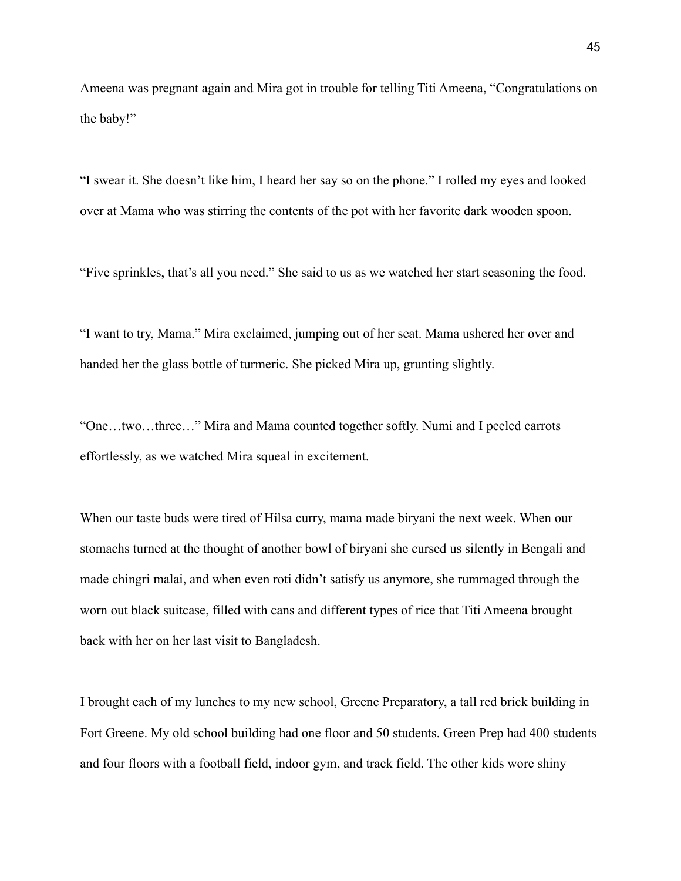Ameena was pregnant again and Mira got in trouble for telling Titi Ameena, "Congratulations on the baby!"

"I swear it. She doesn't like him, I heard her say so on the phone." I rolled my eyes and looked over at Mama who was stirring the contents of the pot with her favorite dark wooden spoon.

"Five sprinkles, that's all you need." She said to us as we watched her start seasoning the food.

"I want to try, Mama." Mira exclaimed, jumping out of her seat. Mama ushered her over and handed her the glass bottle of turmeric. She picked Mira up, grunting slightly.

"One…two…three…" Mira and Mama counted together softly. Numi and I peeled carrots effortlessly, as we watched Mira squeal in excitement.

When our taste buds were tired of Hilsa curry, mama made biryani the next week. When our stomachs turned at the thought of another bowl of biryani she cursed us silently in Bengali and made chingri malai, and when even roti didn't satisfy us anymore, she rummaged through the worn out black suitcase, filled with cans and different types of rice that Titi Ameena brought back with her on her last visit to Bangladesh.

I brought each of my lunches to my new school, Greene Preparatory, a tall red brick building in Fort Greene. My old school building had one floor and 50 students. Green Prep had 400 students and four floors with a football field, indoor gym, and track field. The other kids wore shiny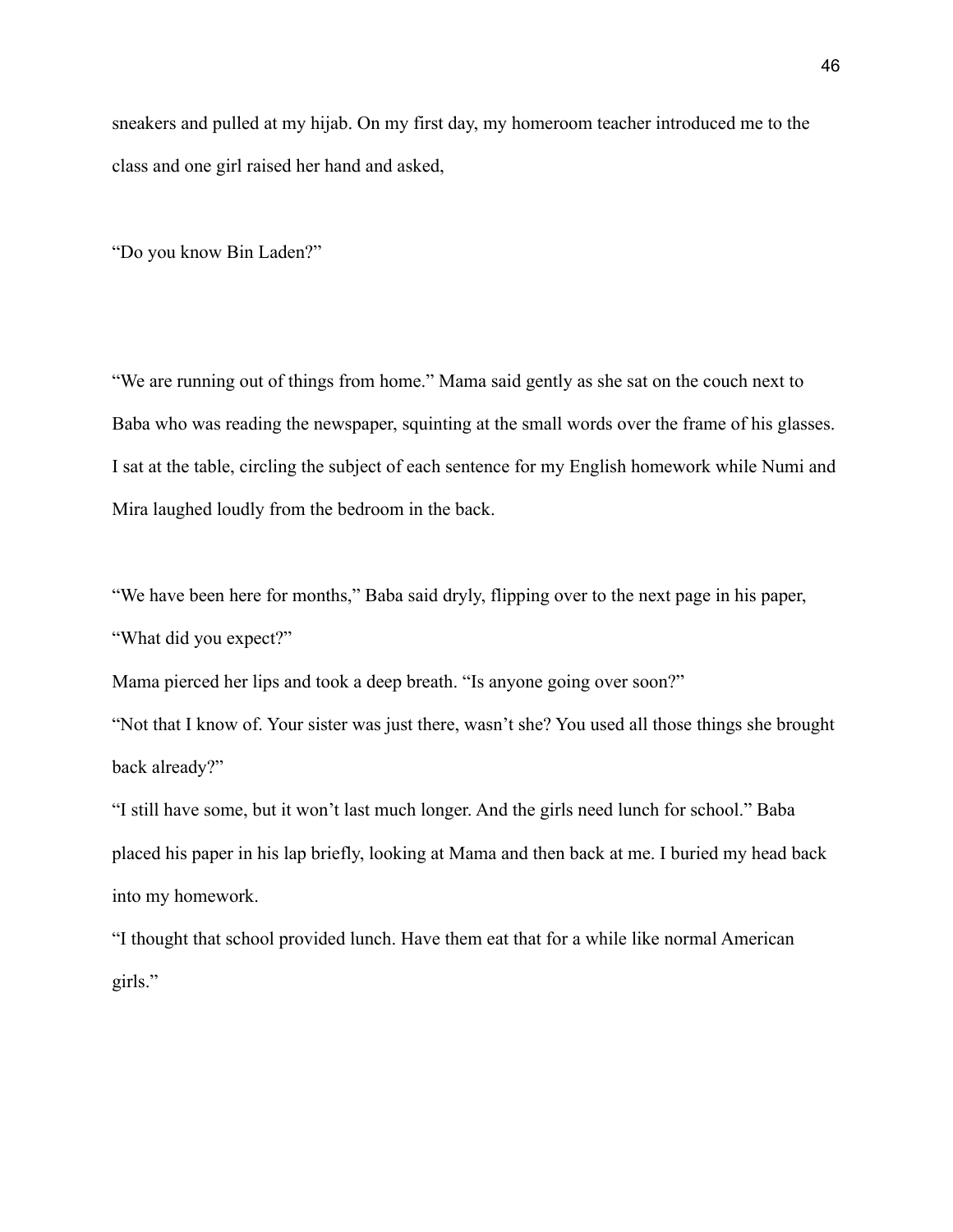sneakers and pulled at my hijab. On my first day, my homeroom teacher introduced me to the class and one girl raised her hand and asked,

“Do you know Bin Laden?”

“We are running out of things from home.” Mama said gently as she sat on the couch next to Baba who was reading the newspaper, squinting at the small words over the frame of his glasses. I sat at the table, circling the subject of each sentence for my English homework while Numi and Mira laughed loudly from the bedroom in the back.

“We have been here for months,” Baba said dryly, flipping over to the next page in his paper, “What did you expect?”

Mama pierced her lips and took a deep breath. “Is anyone going over soon?”

“Not that I know of. Your sister was just there, wasn’t she? You used all those things she brought back already?”

“I still have some, but it won’t last much longer. And the girls need lunch for school.” Baba placed his paper in his lap briefly, looking at Mama and then back at me. I buried my head back into my homework.

“I thought that school provided lunch. Have them eat that for a while like normal American girls.”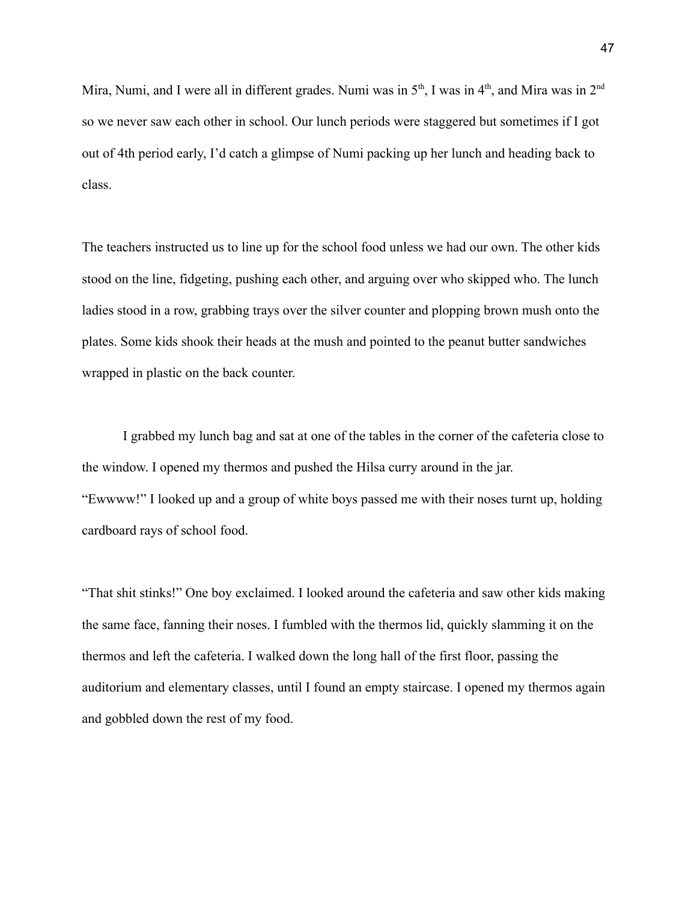Mira, Numi, and I were all in different grades. Numi was in 5th, I was in 4th, and Mira was in 2nd so we never saw each other in school. Our lunch periods were staggered but sometimes if I got out of 4th period early, I'd catch a glimpse of Numi packing up her lunch and heading back to class.

The teachers instructed us to line up for the school food unless we had our own. The other kids stood on the line, fidgeting, pushing each other, and arguing over who skipped who. The lunch ladies stood in a row, grabbing trays over the silver counter and plopping brown mush onto the plates. Some kids shook their heads at the mush and pointed to the peanut butter sandwiches wrapped in plastic on the back counter.

I grabbed my lunch bag and sat at one of the tables in the corner of the cafeteria close to the window. I opened my thermos and pushed the Hilsa curry around in the jar.

"Ewwww!" I looked up and a group of white boys passed me with their noses turnt up, holding cardboard rays of school food.

"That shit stinks!" One boy exclaimed. I looked around the cafeteria and saw other kids making the same face, fanning their noses. I fumbled with the thermos lid, quickly slamming it on the thermos and left the cafeteria. I walked down the long hall of the first floor, passing the auditorium and elementary classes, until I found an empty staircase. I opened my thermos again and gobbled down the rest of my food.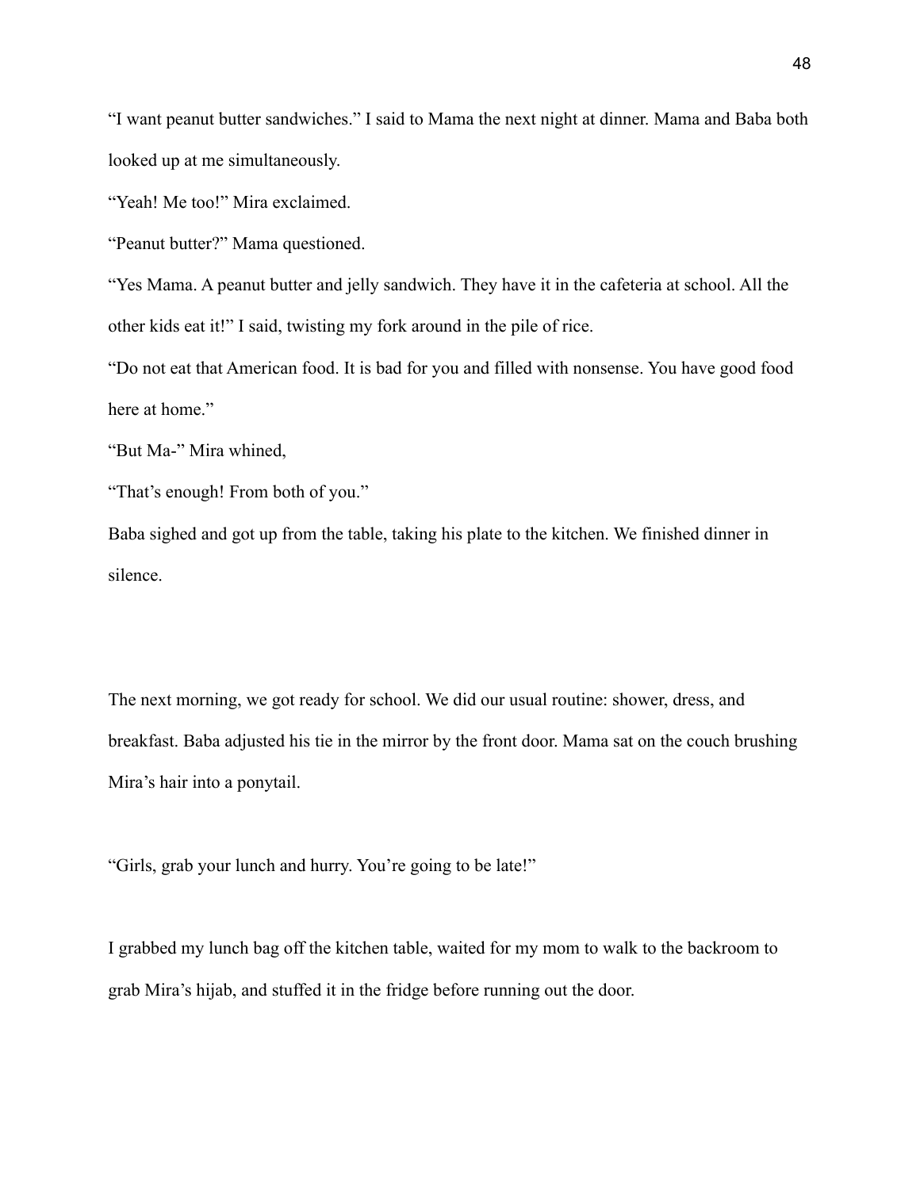"I want peanut butter sandwiches." I said to Mama the next night at dinner. Mama and Baba both looked up at me simultaneously.

"Yeah! Me too!" Mira exclaimed.

"Peanut butter?" Mama questioned.

"Yes Mama. A peanut butter and jelly sandwich. They have it in the cafeteria at school. All the other kids eat it!" I said, twisting my fork around in the pile of rice.

"Do not eat that American food. It is bad for you and filled with nonsense. You have good food here at home."

"But Ma-" Mira whined,

"That's enough! From both of you."

Baba sighed and got up from the table, taking his plate to the kitchen. We finished dinner in silence.

The next morning, we got ready for school. We did our usual routine: shower, dress, and breakfast. Baba adjusted his tie in the mirror by the front door. Mama sat on the couch brushing Mira's hair into a ponytail.

"Girls, grab your lunch and hurry. You're going to be late!"

I grabbed my lunch bag off the kitchen table, waited for my mom to walk to the backroom to grab Mira's hijab, and stuffed it in the fridge before running out the door.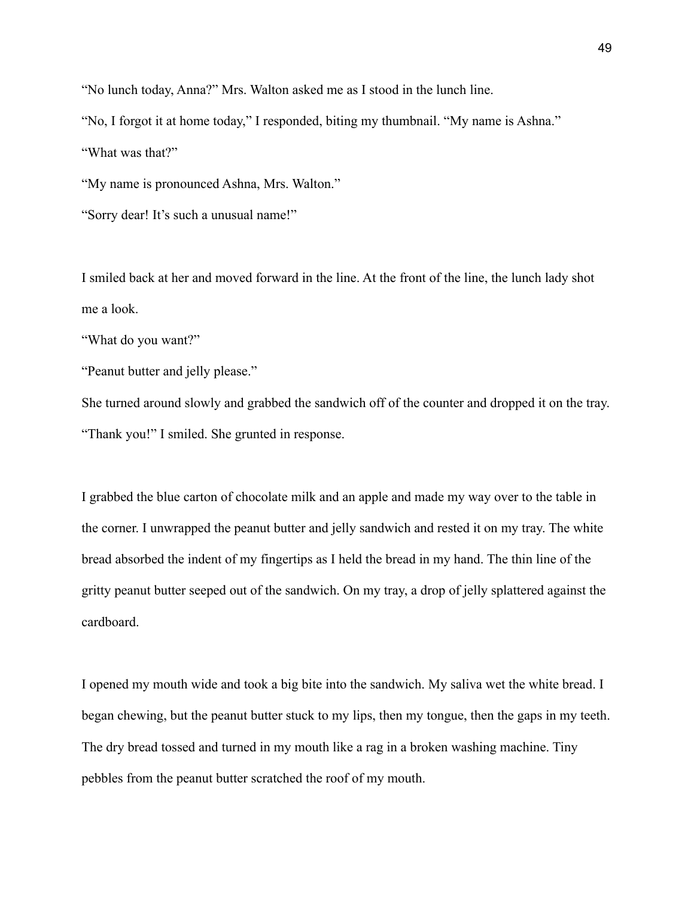“No lunch today, Anna?” Mrs. Walton asked me as I stood in the lunch line.

“No, I forgot it at home today,” I responded, biting my thumbnail. “My name is Ashna.”

“What was that?”

“My name is pronounced Ashna, Mrs. Walton.”

“Sorry dear! It’s such a unusual name!”

I smiled back at her and moved forward in the line. At the front of the line, the lunch lady shot me a look.

“What do you want?”

“Peanut butter and jelly please.”

She turned around slowly and grabbed the sandwich off of the counter and dropped it on the tray.

“Thank you!” I smiled. She grunted in response.

I grabbed the blue carton of chocolate milk and an apple and made my way over to the table in the corner. I unwrapped the peanut butter and jelly sandwich and rested it on my tray. The white bread absorbed the indent of my fingertips as I held the bread in my hand. The thin line of the gritty peanut butter seeped out of the sandwich. On my tray, a drop of jelly splattered against the cardboard.

I opened my mouth wide and took a big bite into the sandwich. My saliva wet the white bread. I began chewing, but the peanut butter stuck to my lips, then my tongue, then the gaps in my teeth. The dry bread tossed and turned in my mouth like a rag in a broken washing machine. Tiny pebbles from the peanut butter scratched the roof of my mouth.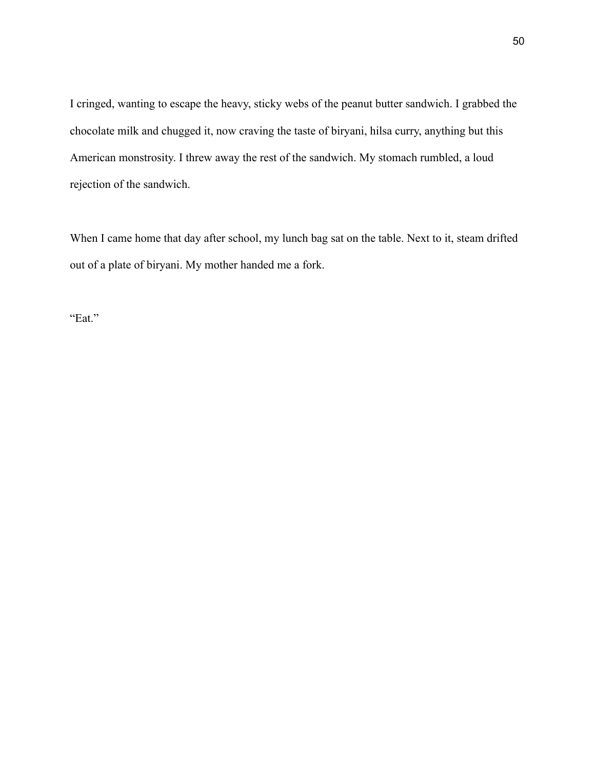I cringed, wanting to escape the heavy, sticky webs of the peanut butter sandwich. I grabbed the chocolate milk and chugged it, now craving the taste of biryani, hilsa curry, anything but this American monstrosity. I threw away the rest of the sandwich. My stomach rumbled, a loud rejection of the sandwich.

When I came home that day after school, my lunch bag sat on the table. Next to it, steam drifted out of a plate of biryani. My mother handed me a fork.

"Eat."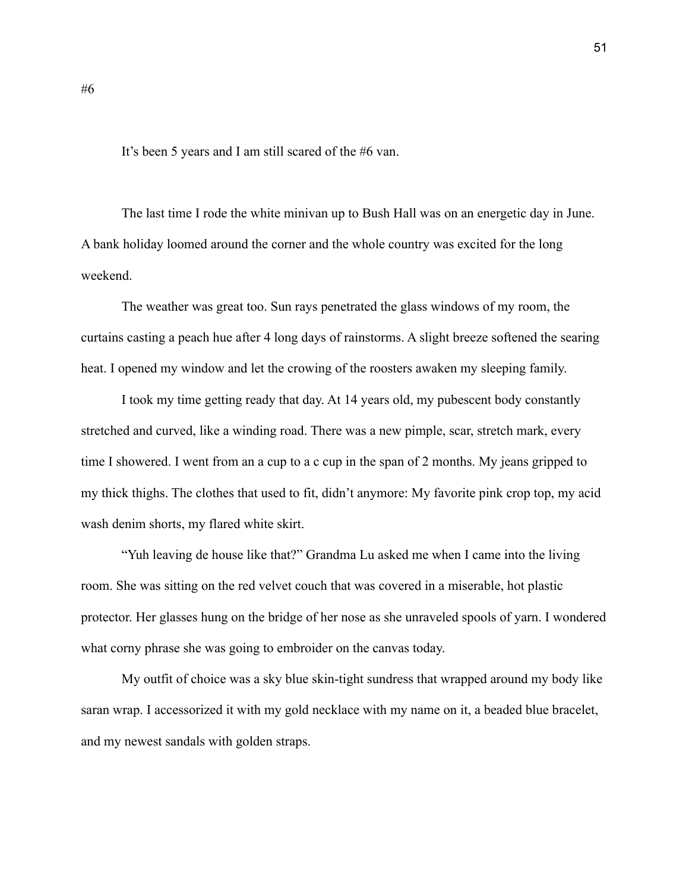# #6

It's been 5 years and I am still scared of the #6 van.

The last time I rode the white minivan up to Bush Hall was on an energetic day in June. A bank holiday loomed around the corner and the whole country was excited for the long weekend.

The weather was great too. Sun rays penetrated the glass windows of my room, the curtains casting a peach hue after 4 long days of rainstorms. A slight breeze softened the searing heat. I opened my window and let the crowing of the roosters awaken my sleeping family.

I took my time getting ready that day. At 14 years old, my pubescent body constantly stretched and curved, like a winding road. There was a new pimple, scar, stretch mark, every time I showered. I went from an a cup to a c cup in the span of 2 months. My jeans gripped to my thick thighs. The clothes that used to fit, didn't anymore: My favorite pink crop top, my acid wash denim shorts, my flared white skirt.

"Yuh leaving de house like that?" Grandma Lu asked me when I came into the living room. She was sitting on the red velvet couch that was covered in a miserable, hot plastic protector. Her glasses hung on the bridge of her nose as she unraveled spools of yarn. I wondered what corny phrase she was going to embroider on the canvas today.

My outfit of choice was a sky blue skin-tight sundress that wrapped around my body like saran wrap. I accessorized it with my gold necklace with my name on it, a beaded blue bracelet, and my newest sandals with golden straps.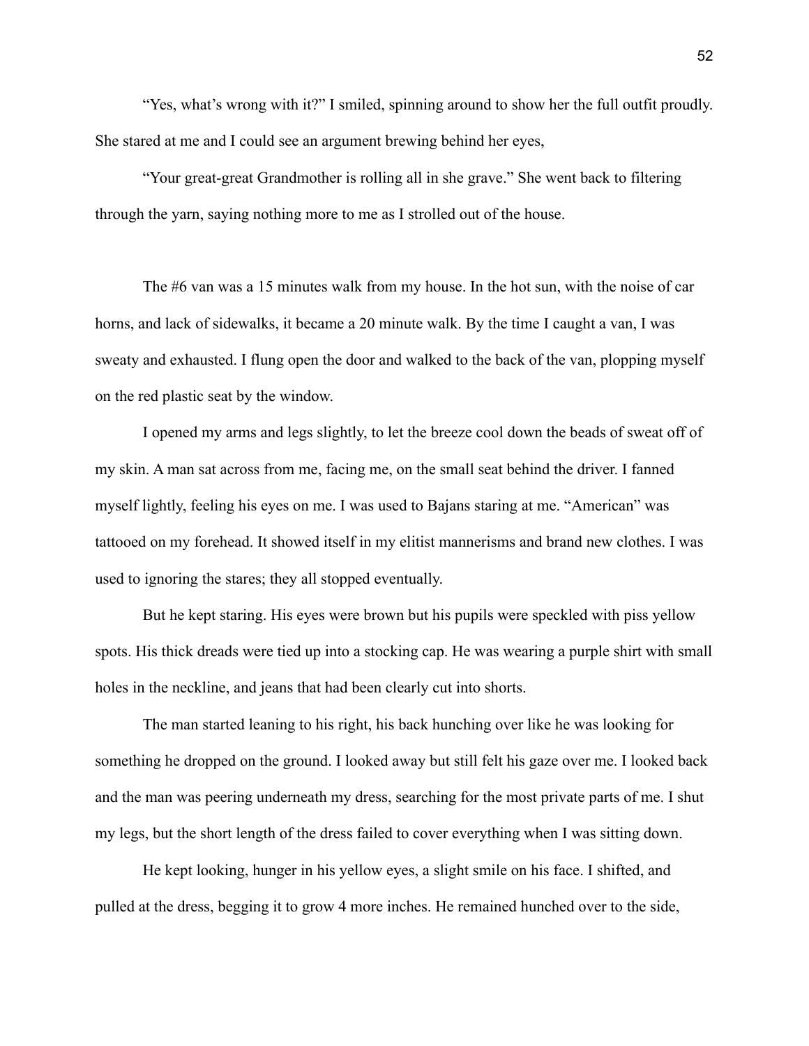"Yes, what's wrong with it?" I smiled, spinning around to show her the full outfit proudly. She stared at me and I could see an argument brewing behind her eyes,

"Your great-great Grandmother is rolling all in she grave." She went back to filtering through the yarn, saying nothing more to me as I strolled out of the house.

The #6 van was a 15 minutes walk from my house. In the hot sun, with the noise of car horns, and lack of sidewalks, it became a 20 minute walk. By the time I caught a van, I was sweaty and exhausted. I flung open the door and walked to the back of the van, plopping myself on the red plastic seat by the window.

I opened my arms and legs slightly, to let the breeze cool down the beads of sweat off of my skin. A man sat across from me, facing me, on the small seat behind the driver. I fanned myself lightly, feeling his eyes on me. I was used to Bajans staring at me. "American" was tattooed on my forehead. It showed itself in my elitist mannerisms and brand new clothes. I was used to ignoring the stares; they all stopped eventually.

But he kept staring. His eyes were brown but his pupils were speckled with piss yellow spots. His thick dreads were tied up into a stocking cap. He was wearing a purple shirt with small holes in the neckline, and jeans that had been clearly cut into shorts.

The man started leaning to his right, his back hunching over like he was looking for something he dropped on the ground. I looked away but still felt his gaze over me. I looked back and the man was peering underneath my dress, searching for the most private parts of me. I shut my legs, but the short length of the dress failed to cover everything when I was sitting down.

He kept looking, hunger in his yellow eyes, a slight smile on his face. I shifted, and pulled at the dress, begging it to grow 4 more inches. He remained hunched over to the side,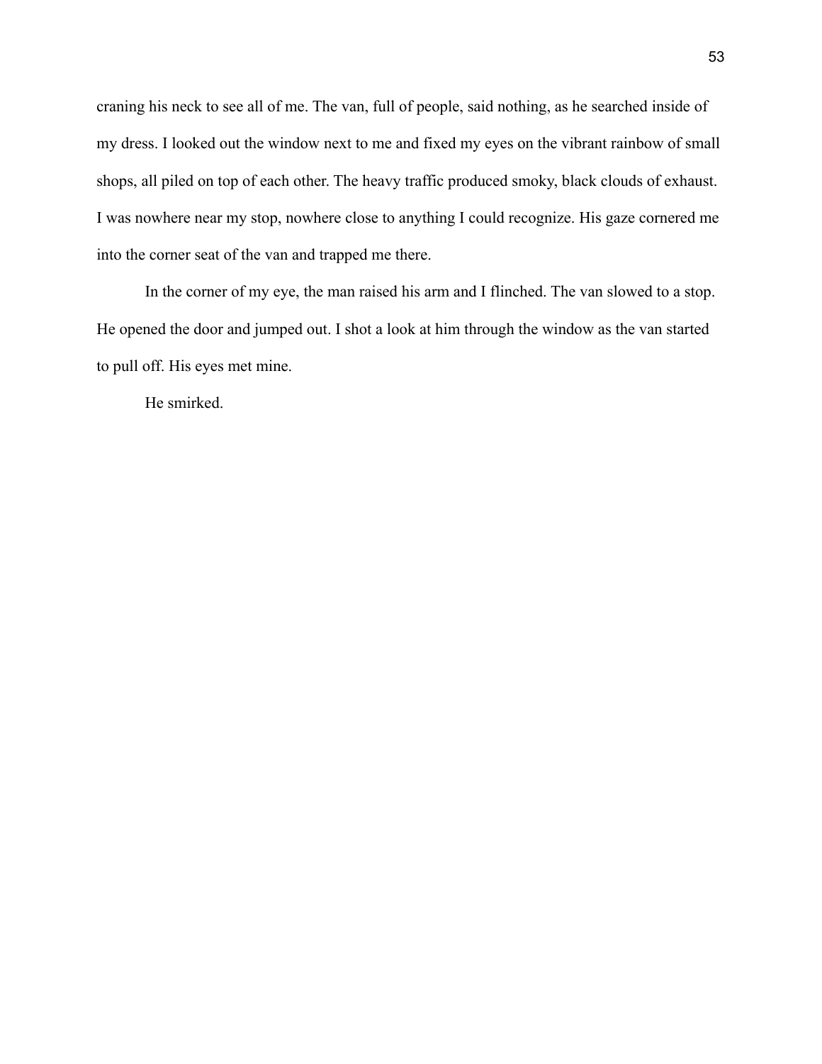craning his neck to see all of me. The van, full of people, said nothing, as he searched inside of my dress. I looked out the window next to me and fixed my eyes on the vibrant rainbow of small shops, all piled on top of each other. The heavy traffic produced smoky, black clouds of exhaust. I was nowhere near my stop, nowhere close to anything I could recognize. His gaze cornered me into the corner seat of the van and trapped me there.

In the corner of my eye, the man raised his arm and I flinched. The van slowed to a stop. He opened the door and jumped out. I shot a look at him through the window as the van started to pull off. His eyes met mine.

He smirked.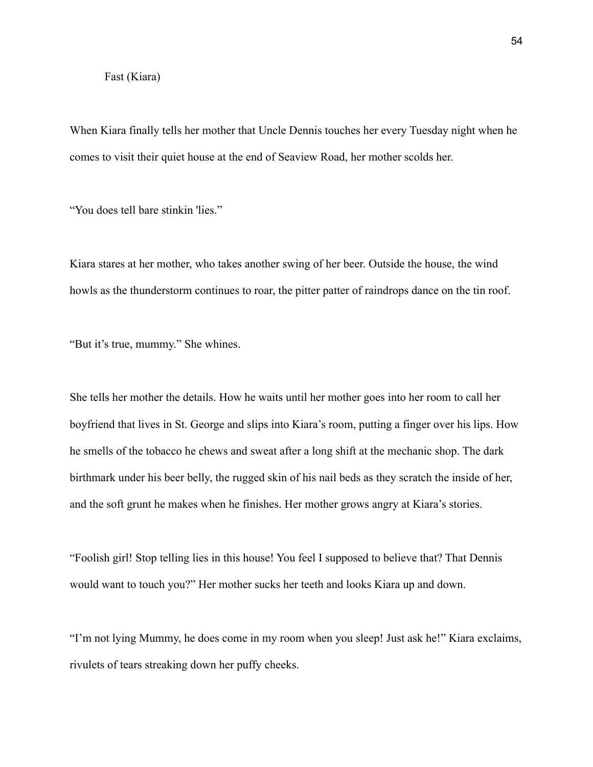Fast (Kiara)

When Kiara finally tells her mother that Uncle Dennis touches her every Tuesday night when he comes to visit their quiet house at the end of Seaview Road, her mother scolds her.

“You does tell bare stinkin 'lies.”

Kiara stares at her mother, who takes another swing of her beer. Outside the house, the wind howls as the thunderstorm continues to roar, the pitter patter of raindrops dance on the tin roof.

“But it’s true, mummy.” She whines.

She tells her mother the details. How he waits until her mother goes into her room to call her boyfriend that lives in St. George and slips into Kiara’s room, putting a finger over his lips. How he smells of the tobacco he chews and sweat after a long shift at the mechanic shop. The dark birthmark under his beer belly, the rugged skin of his nail beds as they scratch the inside of her, and the soft grunt he makes when he finishes. Her mother grows angry at Kiara’s stories.

“Foolish girl! Stop telling lies in this house! You feel I supposed to believe that? That Dennis would want to touch you?” Her mother sucks her teeth and looks Kiara up and down.

“I’m not lying Mummy, he does come in my room when you sleep! Just ask he!” Kiara exclaims, rivulets of tears streaking down her puffy cheeks.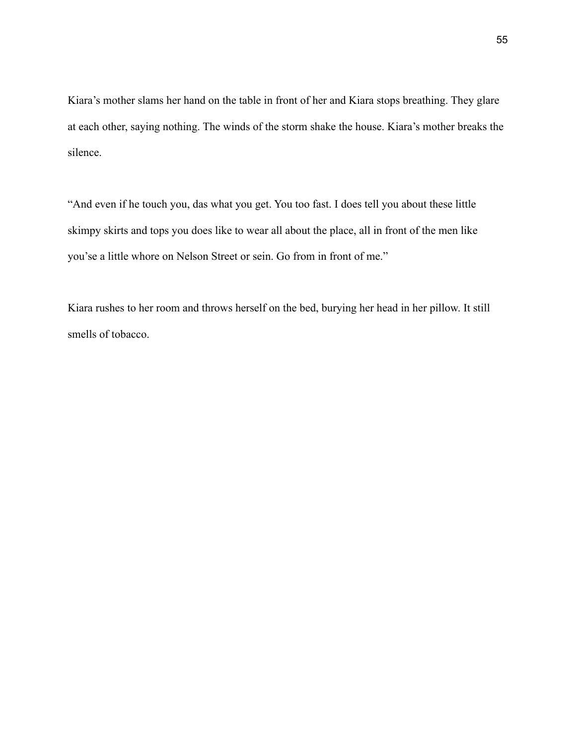Kiara's mother slams her hand on the table in front of her and Kiara stops breathing. They glare at each other, saying nothing. The winds of the storm shake the house. Kiara's mother breaks the silence.

"And even if he touch you, das what you get. You too fast. I does tell you about these little skimpy skirts and tops you does like to wear all about the place, all in front of the men like you'se a little whore on Nelson Street or sein. Go from in front of me."

Kiara rushes to her room and throws herself on the bed, burying her head in her pillow. It still smells of tobacco.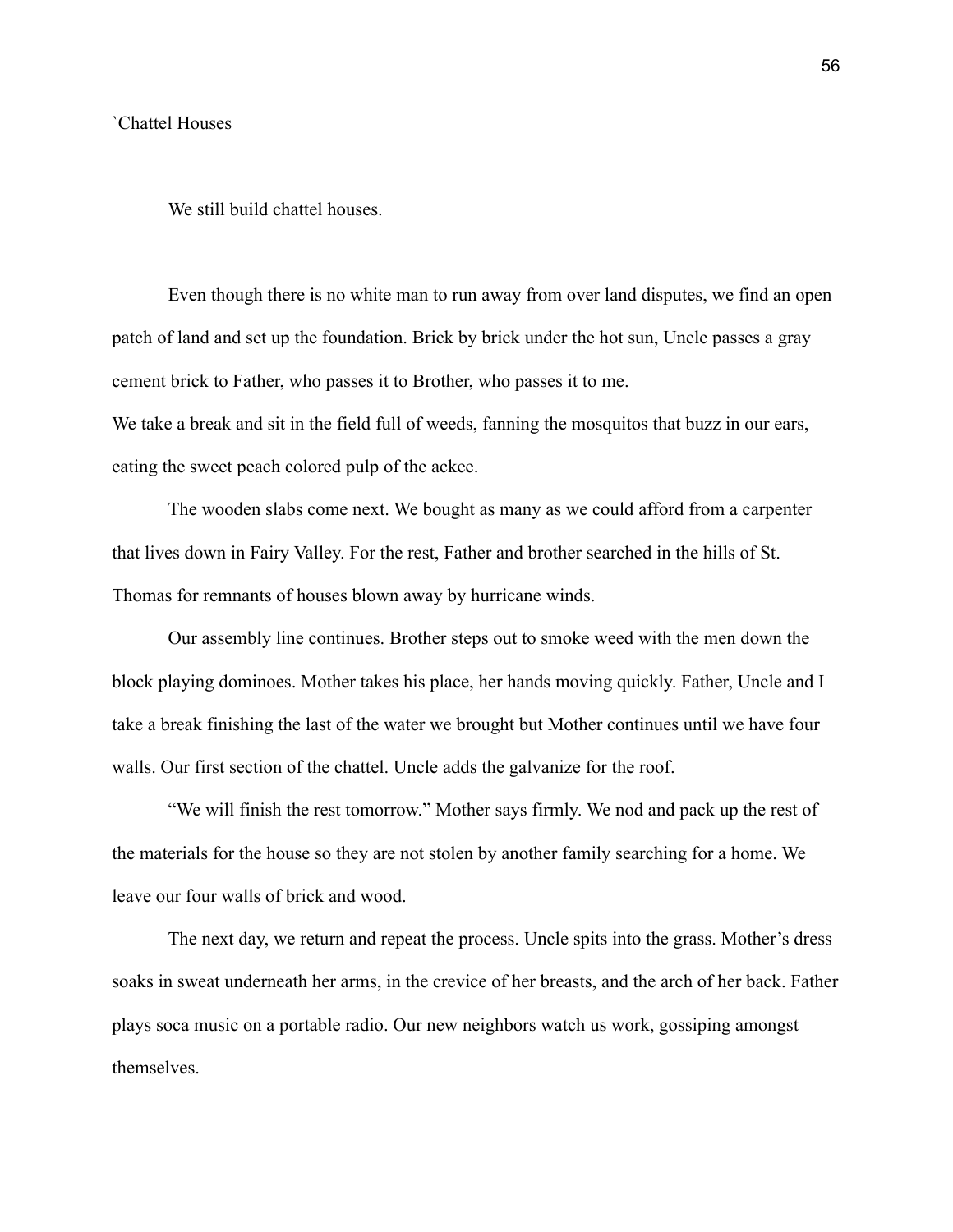`Chattel Houses

We still build chattel houses.

Even though there is no white man to run away from over land disputes, we find an open patch of land and set up the foundation. Brick by brick under the hot sun, Uncle passes a gray cement brick to Father, who passes it to Brother, who passes it to me.

We take a break and sit in the field full of weeds, fanning the mosquitos that buzz in our ears, eating the sweet peach colored pulp of the ackee.

The wooden slabs come next. We bought as many as we could afford from a carpenter that lives down in Fairy Valley. For the rest, Father and brother searched in the hills of St. Thomas for remnants of houses blown away by hurricane winds.

Our assembly line continues. Brother steps out to smoke weed with the men down the block playing dominoes. Mother takes his place, her hands moving quickly. Father, Uncle and I take a break finishing the last of the water we brought but Mother continues until we have four walls. Our first section of the chattel. Uncle adds the galvanize for the roof.

"We will finish the rest tomorrow." Mother says firmly. We nod and pack up the rest of the materials for the house so they are not stolen by another family searching for a home. We leave our four walls of brick and wood.

The next day, we return and repeat the process. Uncle spits into the grass. Mother's dress soaks in sweat underneath her arms, in the crevice of her breasts, and the arch of her back. Father plays soca music on a portable radio. Our new neighbors watch us work, gossiping amongst themselves.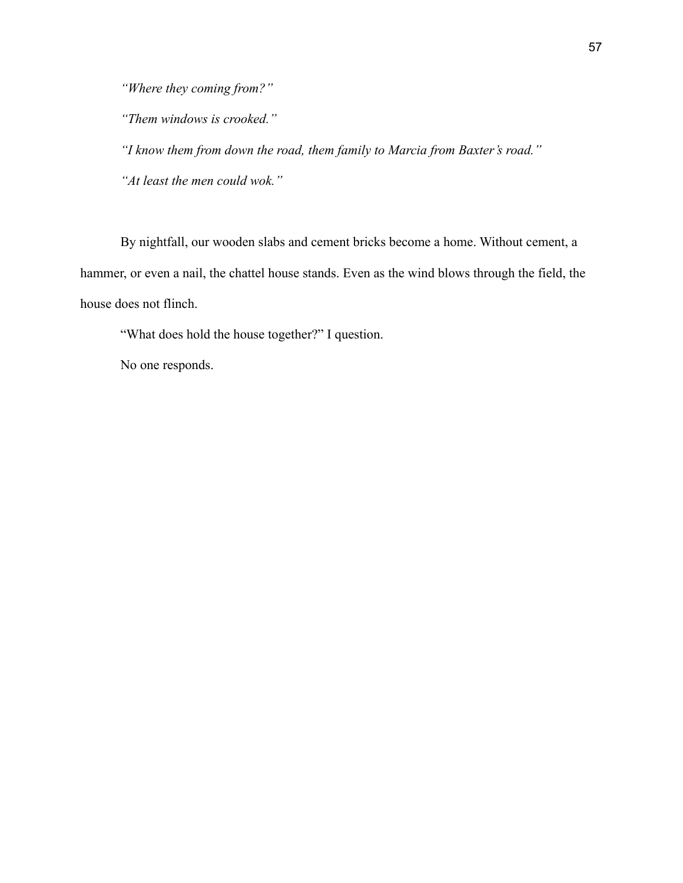*“Where they coming from?”*

*“Them windows is crooked.”*

*“I know them from down the road, them family to Marcia from Baxter’s road.”*

*“At least the men could wok.”*

By nightfall, our wooden slabs and cement bricks become a home. Without cement, a hammer, or even a nail, the chattel house stands. Even as the wind blows through the field, the house does not flinch.

“What does hold the house together?” I question.

No one responds.